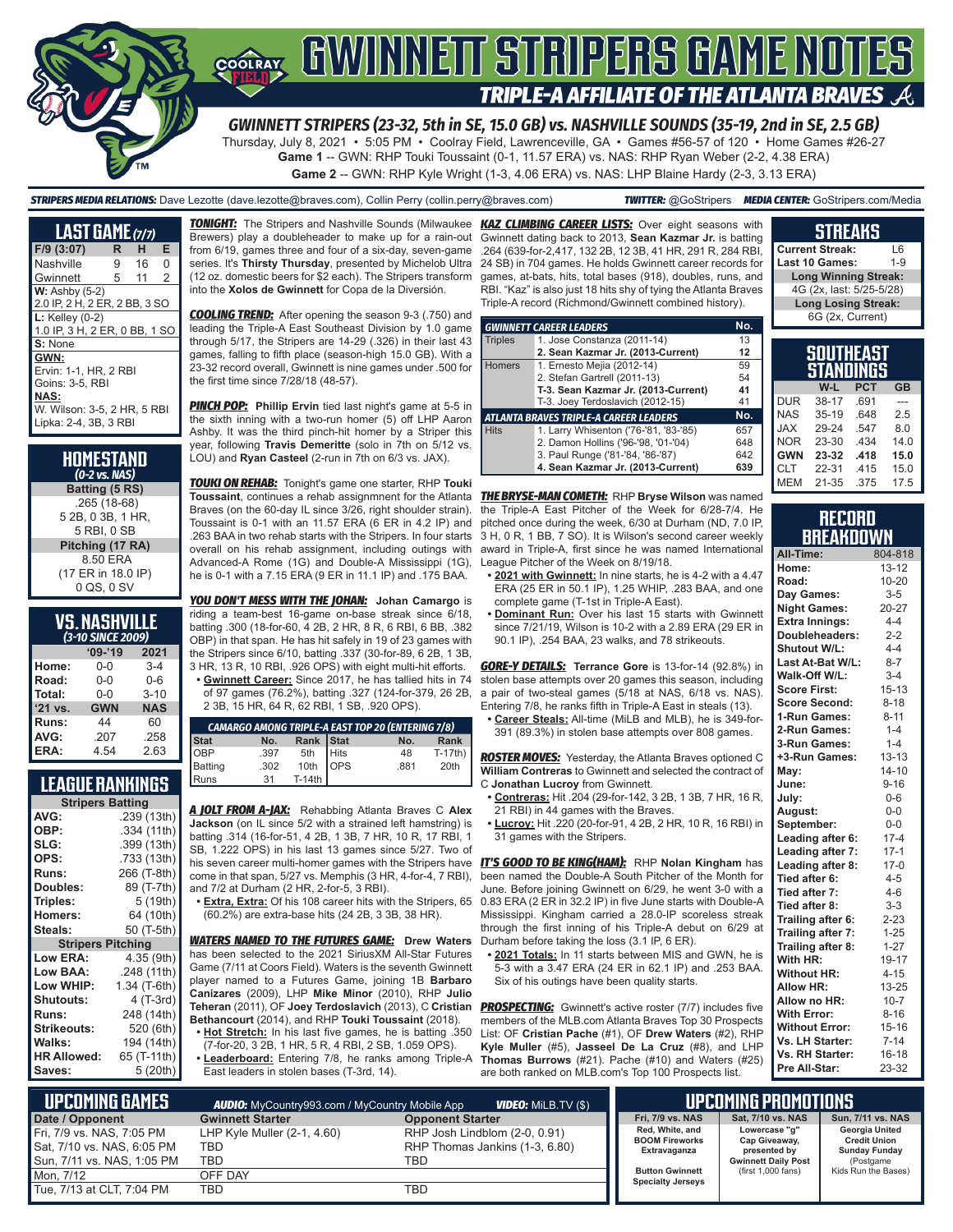# GWINNETT STRIPERS GAME NOTES

## TRIPLE-A AFFILIATE OF THE ATLANTA BRAVES

### GWINNETT STRIPERS (23-32, 5th in SE, 15.0 GB) vs. NASHVILLE SOUNDS (35-19, 2nd in SE, 2.5 GB)

Thursday, July 8, 2021 • 5:05 PM • Coolray Field, Lawrenceville, GA • Games #56-57 of 120 • Home Games #26-27

**Game 1** -- GWN: RHP Touki Toussaint (0-1, 11.57 ERA) vs. NAS: RHP Ryan Weber (2-2, 4.38 ERA)

**Game 2** -- GWN: RHP Kyle Wright (1-3, 4.06 ERA) vs. NAS: LHP Blaine Hardy (2-3, 3.13 ERA)

***STRIPERS MEDIA RELATIONS:*** Dave Lezotte (dave.lezotte@braves.com), Collin Perry (collin.perry@braves.com) ***TWITTER:*** @GoStripers ***MEDIA CENTER:*** GoStripers.com/Media

## LAST GAME (7/7)

| F/9 (3:07) | R | H | E |
|---|---|---|---|
| Nashville | 9 | 16 | 0 |
| Gwinnett | 5 | 11 | 2 |

**W:** Ashby (5-2)
2.0 IP, 2 H, 2 ER, 2 BB, 3 SO

**L:** Kelley (0-2)
1.0 IP, 3 H, 2 ER, 0 BB, 1 SO

**S:** None

**GWN:**
Ervin: 1-1, HR, 2 RBI
Goins: 3-5, RBI

**NAS:**
W. Wilson: 3-5, 2 HR, 5 RBI
Lipka: 2-4, 3B, 3 RBI

## HOMESTAND
*(0-2 vs. NAS)*

**Batting (5 RS)**
.265 (18-68)
5 2B, 0 3B, 1 HR,
5 RBI, 0 SB

**Pitching (17 RA)**
8.50 ERA
(17 ER in 18.0 IP)
0 QS, 0 SV

## VS. NASHVILLE
*(3-10 SINCE 2009)*

| | '09-'19 | 2021 |
|---|---|---|
| Home: | 0-0 | 3-4 |
| Road: | 0-0 | 0-6 |
| Total: | 0-0 | 3-10 |
| '21 vs. | GWN | NAS |
| Runs: | 44 | 60 |
| AVG: | .207 | .258 |
| ERA: | 4.54 | 2.63 |

## LEAGUE RANKINGS

| Stripers Batting | |
|---|---|
| AVG: | .239 (13th) |
| OBP: | .334 (11th) |
| SLG: | .399 (13th) |
| OPS: | .733 (13th) |
| Runs: | 266 (T-8th) |
| Doubles: | 89 (T-7th) |
| Triples: | 5 (19th) |
| Homers: | 64 (10th) |
| Steals: | 50 (T-5th) |
| **Stripers Pitching** | |
| Low ERA: | 4.35 (9th) |
| Low BAA: | .248 (11th) |
| Low WHIP: | 1.34 (T-6th) |
| Shutouts: | 4 (T-3rd) |
| Runs: | 248 (14th) |
| Strikeouts: | 520 (6th) |
| Walks: | 194 (14th) |
| HR Allowed: | 65 (T-11th) |
| Saves: | 5 (20th) |

***TONIGHT:*** The Stripers and Nashville Sounds (Milwaukee Brewers) play a doubleheader to make up for a rain-out from 6/19, games three and four of a six-day, seven-game series. It's **Thirsty Thursday**, presented by Michelob Ultra (12 oz. domestic beers for $2 each). The Stripers transform into the **Xolos de Gwinnett** for Copa de la Diversión.

***COOLING TREND:*** After opening the season 9-3 (.750) and leading the Triple-A East Southeast Division by 1.0 game through 5/17, the Stripers are 14-29 (.326) in their last 43 games, falling to fifth place (season-high 15.0 GB). With a 23-32 record overall, Gwinnett is nine games under .500 for the first time since 7/28/18 (48-57).

***PINCH POP:*** **Phillip Ervin** tied last night's game at 5-5 in the sixth inning with a two-run homer (5) off LHP Aaron Ashby. It was the third pinch-hit homer by a Striper this year, following **Travis Demeritte** (solo in 7th on 5/12 vs. LOU) and **Ryan Casteel** (2-run in 7th on 6/3 vs. JAX).

***TOUKI ON REHAB:*** Tonight's game one starter, RHP **Touki Toussaint**, continues a rehab assignmnent for the Atlanta Braves (on the 60-day IL since 3/26, right shoulder strain). Toussaint is 0-1 with an 11.57 ERA (6 ER in 4.2 IP) and .263 BAA in two rehab starts with the Stripers. In four starts overall on his rehab assignment, including outings with Advanced-A Rome (1G) and Double-A Mississippi (1G), he is 0-1 with a 7.15 ERA (9 ER in 11.1 IP) and .175 BAA.

***YOU DON'T MESS WITH THE JOHAN:*** **Johan Camargo** is riding a team-best 16-game on-base streak since 6/18, batting .300 (16-for-60, 4 2B, 2 HR, 8 R, 6 RBI, 6 BB, .382 OBP) in that span. He has hit safely in 19 of 23 games with the Stripers since 6/10, batting .337 (30-for-89, 6 2B, 1 3B, 3 HR, 13 R, 10 RBI, .926 OPS) with eight multi-hit efforts.

- **Gwinnett Career:** Since 2017, he has tallied hits in 74 of 97 games (76.2%), batting .327 (124-for-379, 26 2B, 2 3B, 15 HR, 64 R, 62 RBI, 1 SB, .920 OPS).

| CAMARGO AMONG TRIPLE-A EAST TOP 20 (ENTERING 7/8) | | | | | |
|---|---|---|---|---|---|
| Stat | No. | Rank | Stat | No. | Rank |
| OBP | .397 | 5th | Hits | 48 | T-17th) |
| Batting | .302 | 10th | OPS | .881 | 20th |
| Runs | 31 | T-14th | | | |

***A JOLT FROM A-JAX:*** Rehabbing Atlanta Braves C **Alex Jackson** (on IL since 5/2 with a strained left hamstring) is batting .314 (16-for-51, 4 2B, 1 3B, 7 HR, 10 R, 17 RBI, 1 SB, 1.222 OPS) in his last 13 games since 5/27. Two of his seven career multi-homer games with the Stripers have come in that span, 5/27 vs. Memphis (3 HR, 4-for-4, 7 RBI), and 7/2 at Durham (2 HR, 2-for-5, 3 RBI).

- **Extra, Extra:** Of his 108 career hits with the Stripers, 65 (60.2%) are extra-base hits (24 2B, 3 3B, 38 HR).

***WATERS NAMED TO THE FUTURES GAME:*** **Drew Waters** has been selected to the 2021 SiriusXM All-Star Futures Game (7/11 at Coors Field). Waters is the seventh Gwinnett player named to a Futures Game, joining 1B **Barbaro Canizares** (2009), LHP **Mike Minor** (2010), RHP **Julio Teheran** (2011), OF **Joey Terdoslavich** (2013), C **Cristian Bethancourt** (2014), and RHP **Touki Toussaint** (2018).

- **Hot Stretch:** In his last five games, he is batting .350 (7-for-20, 3 2B, 1 HR, 5 R, 4 RBI, 2 SB, 1.059 OPS).
- **Leaderboard:** Entering 7/8, he ranks among Triple-A East leaders in stolen bases (T-3rd, 14).

***KAZ CLIMBING CAREER LISTS:*** Over eight seasons with Gwinnett dating back to 2013, **Sean Kazmar Jr.** is batting .264 (639-for-2,417, 132 2B, 12 3B, 41 HR, 291 R, 284 RBI, 24 SB) in 704 games. He holds Gwinnett career records for games, at-bats, hits, total bases (918), doubles, runs, and RBI. "Kaz" is also just 18 hits shy of tying the Atlanta Braves Triple-A record (Richmond/Gwinnett combined history).

| GWINNETT CAREER LEADERS | | No. |
|---|---|---|
| Triples | 1. Jose Constanza (2011-14) | 13 |
| | **2. Sean Kazmar Jr. (2013-Current)** | **12** |
| Homers | 1. Ernesto Mejia (2012-14) | 59 |
| | 2. Stefan Gartrell (2011-13) | 54 |
| | **T-3. Sean Kazmar Jr. (2013-Current)** | **41** |
| | T-3. Joey Terdoslavich (2012-15) | 41 |
| **ATLANTA BRAVES TRIPLE-A CAREER LEADERS** | | **No.** |
| Hits | 1. Larry Whisenton ('76-'81, '83-'85) | 657 |
| | 2. Damon Hollins ('96-'98, '01-'04) | 648 |
| | 3. Paul Runge ('81-'84, '86-'87) | 642 |
| | **4. Sean Kazmar Jr. (2013-Current)** | **639** |

***THE BRYSE-MAN COMETH:*** RHP **Bryse Wilson** was named the Triple-A East Pitcher of the Week for 6/28-7/4. He pitched once during the week, 6/30 at Durham (ND, 7.0 IP, 3 H, 0 R, 1 BB, 7 SO). It is Wilson's second career weekly award in Triple-A, first since he was named International League Pitcher of the Week on 8/19/18.

- **2021 with Gwinnett:** In nine starts, he is 4-2 with a 4.47 ERA (25 ER in 50.1 IP), 1.25 WHIP, .283 BAA, and one complete game (T-1st in Triple-A East).
- **Dominant Run:** Over his last 15 starts with Gwinnett since 7/21/19, Wilson is 10-2 with a 2.89 ERA (29 ER in 90.1 IP), .254 BAA, 23 walks, and 78 strikeouts.

***GORE-Y DETAILS:*** **Terrance Gore** is 13-for-14 (92.8%) in stolen base attempts over 20 games this season, including a pair of two-steal games (5/18 at NAS, 6/18 vs. NAS). Entering 7/8, he ranks fifth in Triple-A East in steals (13).

- **Career Steals:** All-time (MiLB and MLB), he is 349-for-391 (89.3%) in stolen base attempts over 808 games.

***ROSTER MOVES:*** Yesterday, the Atlanta Braves optioned C **William Contreras** to Gwinnett and selected the contract of C **Jonathan Lucroy** from Gwinnett.

- **Contreras:** Hit .204 (29-for-142, 3 2B, 1 3B, 7 HR, 16 R, 21 RBI) in 44 games with the Braves.
- **Lucroy:** Hit .220 (20-for-91, 4 2B, 2 HR, 10 R, 16 RBI) in 31 games with the Stripers.

***IT'S GOOD TO BE KING(HAM):*** RHP **Nolan Kingham** has been named the Double-A South Pitcher of the Month for June. Before joining Gwinnett on 6/29, he went 3-0 with a 0.83 ERA (2 ER in 32.2 IP) in five June starts with Double-A Mississippi. Kingham carried a 28.0-IP scoreless streak through the first inning of his Triple-A debut on 6/29 at Durham before taking the loss (3.1 IP, 6 ER).

- **2021 Totals:** In 11 starts between MIS and GWN, he is 5-3 with a 3.47 ERA (24 ER in 62.1 IP) and .253 BAA. Six of his outings have been quality starts.

***PROSPECTING:*** Gwinnett's active roster (7/7) includes five members of the MLB.com Atlanta Braves Top 30 Prospects List: OF **Cristian Pache** (#1), OF **Drew Waters** (#2), RHP **Kyle Muller** (#5), **Jasseel De La Cruz** (#8), and LHP **Thomas Burrows** (#21). Pache (#10) and Waters (#25) are both ranked on MLB.com's Top 100 Prospects list.

## STREAKS

| | |
|---|---|
| Current Streak: | L6 |
| Last 10 Games: | 1-9 |
| **Long Winning Streak:** | |
| 4G (2x, last: 5/25-5/28) | |
| **Long Losing Streak:** | |
| 6G (2x, Current) | |

## SOUTHEAST STANDINGS

| | W-L | PCT | GB |
|---|---|---|---|
| DUR | 38-17 | .691 | --- |
| NAS | 35-19 | .648 | 2.5 |
| JAX | 29-24 | .547 | 8.0 |
| NOR | 23-30 | .434 | 14.0 |
| **GWN** | **23-32** | **.418** | **15.0** |
| CLT | 22-31 | .415 | 15.0 |
| MEM | 21-35 | .375 | 17.5 |

## RECORD BREAKDOWN

| | |
|---|---|
| All-Time: | 804-818 |
| Home: | 13-12 |
| Road: | 10-20 |
| Day Games: | 3-5 |
| Night Games: | 20-27 |
| Extra Innings: | 4-4 |
| Doubleheaders: | 2-2 |
| Shutout W/L: | 4-4 |
| Last At-Bat W/L: | 8-7 |
| Walk-Off W/L: | 3-4 |
| Score First: | 15-13 |
| Score Second: | 8-18 |
| 1-Run Games: | 8-11 |
| 2-Run Games: | 1-4 |
| 3-Run Games: | 1-4 |
| +3-Run Games: | 13-13 |
| May: | 14-10 |
| June: | 9-16 |
| July: | 0-6 |
| August: | 0-0 |
| September: | 0-0 |
| Leading after 6: | 17-4 |
| Leading after 7: | 17-1 |
| Leading after 8: | 17-0 |
| Tied after 6: | 4-5 |
| Tied after 7: | 4-6 |
| Tied after 8: | 3-3 |
| Trailing after 6: | 2-23 |
| Trailing after 7: | 1-25 |
| Trailing after 8: | 1-27 |
| With HR: | 19-17 |
| Without HR: | 4-15 |
| Allow HR: | 13-25 |
| Allow no HR: | 10-7 |
| With Error: | 8-16 |
| Without Error: | 15-16 |
| Vs. LH Starter: | 7-14 |
| Vs. RH Starter: | 16-18 |
| Pre All-Star: | 23-32 |

## UPCOMING GAMES

***AUDIO:*** MyCountry993.com / MyCountry Mobile App ***VIDEO:*** MiLB.TV ($)

| Date / Opponent | Gwinnett Starter | Opponent Starter |
|---|---|---|
| Fri, 7/9 vs. NAS, 7:05 PM | LHP Kyle Muller (2-1, 4.60) | RHP Josh Lindblom (2-0, 0.91) |
| Sat, 7/10 vs. NAS, 6:05 PM | TBD | RHP Thomas Jankins (1-3, 6.80) |
| Sun, 7/11 vs. NAS, 1:05 PM | TBD | TBD |
| Mon, 7/12 | OFF DAY | |
| Tue, 7/13 at CLT, 7:04 PM | TBD | TBD |

## UPCOMING PROMOTIONS

| Fri, 7/9 vs. NAS | Sat, 7/10 vs. NAS | Sun, 7/11 vs. NAS |
|---|---|---|
| Red, White, and BOOM Fireworks Extravaganza<br><br>Button Gwinnett Specialty Jerseys | Lowercase "g" Cap Giveaway, presented by Gwinnett Daily Post (first 1,000 fans) | Georgia United Credit Union Sunday Funday (Postgame Kids Run the Bases) |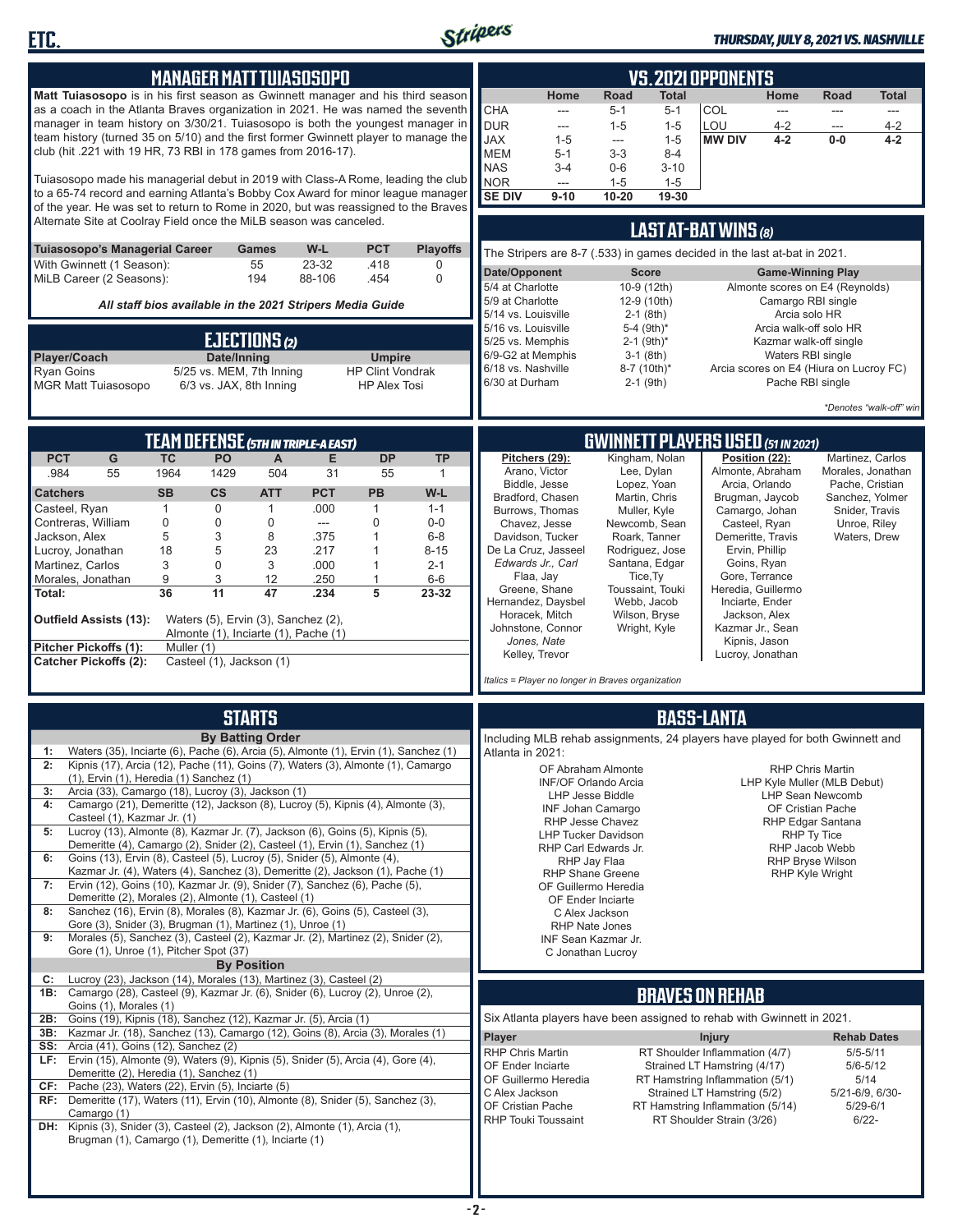## MANAGER MATT TUIASOSOPO

**Matt Tuiasosopo** is in his first season as Gwinnett manager and his third season as a coach in the Atlanta Braves organization in 2021. He was named the seventh manager in team history on 3/30/21. Tuiasosopo is both the youngest manager in team history (turned 35 on 5/10) and the first former Gwinnett player to manage the club (hit .221 with 19 HR, 73 RBI in 178 games from 2016-17).

Tuiasosopo made his managerial debut in 2019 with Class-A Rome, leading the club to a 65-74 record and earning Atlanta's Bobby Cox Award for minor league manager of the year. He was set to return to Rome in 2020, but was reassigned to the Braves Alternate Site at Coolray Field once the MiLB season was canceled.

| Tuiasosopo's Managerial Career | Games | W-L | PCT | Playoffs |
|---|---|---|---|---|
| With Gwinnett (1 Season): | 55 | 23-32 | .418 | 0 |
| MiLB Career (2 Seasons): | 194 | 88-106 | .454 | 0 |

*All staff bios available in the 2021 Stripers Media Guide*

## EJECTIONS (2)

| Player/Coach | Date/Inning | Umpire |
|---|---|---|
| Ryan Goins | 5/25 vs. MEM, 7th Inning | HP Clint Vondrak |
| MGR Matt Tuiasosopo | 6/3 vs. JAX, 8th Inning | HP Alex Tosi |

## VS. 2021 OPPONENTS

| | Home | Road | Total | | Home | Road | Total |
|---|---|---|---|---|---|---|---|
| CHA | --- | 5-1 | 5-1 | COL | --- | --- | --- |
| DUR | --- | 1-5 | 1-5 | LOU | 4-2 | --- | 4-2 |
| JAX | 1-5 | --- | 1-5 | **MW DIV** | **4-2** | **0-0** | **4-2** |
| MEM | 5-1 | 3-3 | 8-4 | | | | |
| NAS | 3-4 | 0-6 | 3-10 | | | | |
| NOR | --- | 1-5 | 1-5 | | | | |
| **SE DIV** | **9-10** | **10-20** | **19-30** | | | | |

## LAST AT-BAT WINS (8)

The Stripers are 8-7 (.533) in games decided in the last at-bat in 2021.

| Date/Opponent | Score | Game-Winning Play |
|---|---|---|
| 5/4 at Charlotte | 10-9 (12th) | Almonte scores on E4 (Reynolds) |
| 5/9 at Charlotte | 12-9 (10th) | Camargo RBI single |
| 5/14 vs. Louisville | 2-1 (8th) | Arcia solo HR |
| 5/16 vs. Louisville | 5-4 (9th)* | Arcia walk-off solo HR |
| 5/25 vs. Memphis | 2-1 (9th)* | Kazmar walk-off single |
| 6/9-G2 at Memphis | 3-1 (8th) | Waters RBI single |
| 6/18 vs. Nashville | 8-7 (10th)* | Arcia scores on E4 (Hiura on Lucroy FC) |
| 6/30 at Durham | 2-1 (9th) | Pache RBI single |

*Denotes "walk-off" win

## TEAM DEFENSE (5TH IN TRIPLE-A EAST)

| PCT | G | TC | PO | A | E | DP | TP |
|---|---|---|---|---|---|---|---|
| .984 | 55 | 1964 | 1429 | 504 | 31 | 55 | 1 |

| Catchers | SB | CS | ATT | PCT | PB | W-L |
|---|---|---|---|---|---|---|
| Casteel, Ryan | 1 | 0 | 1 | .000 | 1 | 1-1 |
| Contreras, William | 0 | 0 | 0 | --- | 0 | 0-0 |
| Jackson, Alex | 5 | 3 | 8 | .375 | 1 | 6-8 |
| Lucroy, Jonathan | 18 | 5 | 23 | .217 | 1 | 8-15 |
| Martinez, Carlos | 3 | 0 | 3 | .000 | 1 | 2-1 |
| Morales, Jonathan | 9 | 3 | 12 | .250 | 1 | 6-6 |
| **Total:** | **36** | **11** | **47** | **.234** | **5** | **23-32** |

**Outfield Assists (13):** Waters (5), Ervin (3), Sanchez (2), Almonte (1), Inciarte (1), Pache (1)
**Pitcher Pickoffs (1):** Muller (1)
**Catcher Pickoffs (2):** Casteel (1), Jackson (1)

## GWINNETT PLAYERS USED (51 IN 2021)

**Pitchers (29):** Arano, Victor; Biddle, Jesse; Bradford, Chasen; Burrows, Thomas; Chavez, Jesse; Davidson, Tucker; De La Cruz, Jasseel; *Edwards Jr., Carl*; Flaa, Jay; Greene, Shane; Hernandez, Daysbel; Horacek, Mitch; Johnstone, Connor; *Jones, Nate*; Kelley, Trevor; Kingham, Nolan; Lee, Dylan; Lopez, Yoan; Martin, Chris; Muller, Kyle; Newcomb, Sean; Roark, Tanner; Rodriguez, Jose; Santana, Edgar; Tice, Ty; Toussaint, Touki; Webb, Jacob; Wilson, Bryse; Wright, Kyle

**Position (22):** Almonte, Abraham; Arcia, Orlando; Brugman, Jaycob; Camargo, Johan; Casteel, Ryan; Demeritte, Travis; Ervin, Phillip; Goins, Ryan; Gore, Terrance; Heredia, Guillermo; Inciarte, Ender; Jackson, Alex; Kazmar Jr., Sean; Kipnis, Jason; Lucroy, Jonathan; Martinez, Carlos; Morales, Jonathan; Pache, Cristian; Sanchez, Yolmer; Snider, Travis; Unroe, Riley; Waters, Drew

*Italics = Player no longer in Braves organization*

## STARTS

**By Batting Order**

1: Waters (35), Inciarte (6), Pache (6), Arcia (5), Almonte (1), Ervin (1), Sanchez (1)
2: Kipnis (17), Arcia (12), Pache (11), Goins (7), Waters (3), Almonte (1), Camargo (1), Ervin (1), Heredia (1) Sanchez (1)
3: Arcia (33), Camargo (18), Lucroy (3), Jackson (1)
4: Camargo (21), Demeritte (12), Jackson (8), Lucroy (5), Kipnis (4), Almonte (3), Casteel (1), Kazmar Jr. (1)
5: Lucroy (13), Almonte (8), Kazmar Jr. (7), Jackson (6), Goins (5), Kipnis (5), Demeritte (4), Camargo (2), Snider (2), Casteel (1), Ervin (1), Sanchez (1)
6: Goins (13), Ervin (8), Casteel (5), Lucroy (5), Snider (5), Almonte (4), Kazmar Jr. (4), Waters (4), Sanchez (3), Demeritte (2), Jackson (1), Pache (1)
7: Ervin (12), Goins (10), Kazmar Jr. (9), Snider (7), Sanchez (6), Pache (5), Demeritte (2), Morales (2), Almonte (1), Casteel (1)
8: Sanchez (16), Ervin (8), Morales (8), Kazmar Jr. (6), Goins (5), Casteel (3), Gore (3), Snider (3), Brugman (1), Martinez (1), Unroe (1)
9: Morales (5), Sanchez (3), Casteel (2), Kazmar Jr. (2), Martinez (2), Snider (2), Gore (1), Unroe (1), Pitcher Spot (37)

**By Position**

C: Lucroy (23), Jackson (14), Morales (13), Martinez (3), Casteel (2)
1B: Camargo (28), Casteel (9), Kazmar Jr. (6), Snider (6), Lucroy (2), Unroe (2), Goins (1), Morales (1)
2B: Goins (19), Kipnis (18), Sanchez (12), Kazmar Jr. (5), Arcia (1)
3B: Kazmar Jr. (18), Sanchez (13), Camargo (12), Goins (8), Arcia (3), Morales (1)
SS: Arcia (41), Goins (12), Sanchez (2)
LF: Ervin (15), Almonte (9), Waters (9), Kipnis (5), Snider (5), Arcia (4), Gore (4), Demeritte (2), Heredia (1), Sanchez (1)
CF: Pache (23), Waters (22), Ervin (5), Inciarte (5)
RF: Demeritte (17), Waters (11), Ervin (10), Almonte (8), Snider (5), Sanchez (3), Camargo (1)
DH: Kipnis (3), Snider (3), Casteel (2), Jackson (2), Almonte (1), Arcia (1), Brugman (1), Camargo (1), Demeritte (1), Inciarte (1)

## BASS-LANTA

Including MLB rehab assignments, 24 players have played for both Gwinnett and Atlanta in 2021:

- OF Abraham Almonte
- INF/OF Orlando Arcia
- LHP Jesse Biddle
- INF Johan Camargo
- RHP Jesse Chavez
- LHP Tucker Davidson
- RHP Carl Edwards Jr.
- RHP Jay Flaa
- RHP Shane Greene
- OF Guillermo Heredia
- OF Ender Inciarte
- C Alex Jackson
- RHP Nate Jones
- INF Sean Kazmar Jr.
- C Jonathan Lucroy
- RHP Chris Martin
- LHP Kyle Muller (MLB Debut)
- LHP Sean Newcomb
- OF Cristian Pache
- RHP Edgar Santana
- RHP Ty Tice
- RHP Jacob Webb
- RHP Bryse Wilson
- RHP Kyle Wright

## BRAVES ON REHAB

Six Atlanta players have been assigned to rehab with Gwinnett in 2021.

| Player | Injury | Rehab Dates |
|---|---|---|
| RHP Chris Martin | RT Shoulder Inflammation (4/7) | 5/5-5/11 |
| OF Ender Inciarte | Strained LT Hamstring (4/17) | 5/6-5/12 |
| OF Guillermo Heredia | RT Hamstring Inflammation (5/1) | 5/14 |
| C Alex Jackson | Strained LT Hamstring (5/2) | 5/21-6/9, 6/30- |
| OF Cristian Pache | RT Hamstring Inflammation (5/14) | 5/29-6/1 |
| RHP Touki Toussaint | RT Shoulder Strain (3/26) | 6/22- |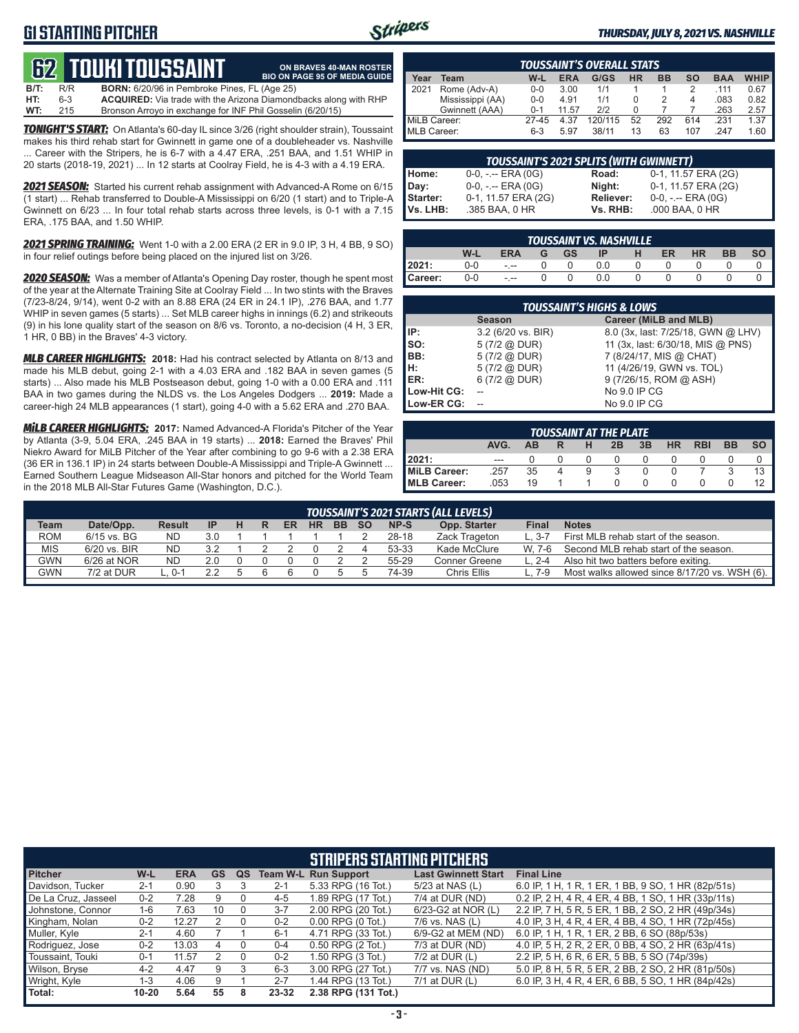# G1 STARTING PITCHER

## 62 TOUKI TOUSSAINT

**ON BRAVES 40-MAN ROSTER**
**BIO ON PAGE 95 OF MEDIA GUIDE**

**B/T:** R/R **BORN:** 6/20/96 in Pembroke Pines, FL (Age 25)
**HT:** 6-3 **ACQUIRED:** Via trade with the Arizona Diamondbacks along with RHP
**WT:** 215 Bronson Arroyo in exchange for INF Phil Gosselin (6/20/15)

***TONIGHT'S START:*** On Atlanta's 60-day IL since 3/26 (right shoulder strain), Toussaint makes his third rehab start for Gwinnett in game one of a doubleheader vs. Nashville ... Career with the Stripers, he is 6-7 with a 4.47 ERA, .251 BAA, and 1.51 WHIP in 20 starts (2018-19, 2021) ... In 12 starts at Coolray Field, he is 4-3 with a 4.19 ERA.

***2021 SEASON:*** Started his current rehab assignment with Advanced-A Rome on 6/15 (1 start) ... Rehab transferred to Double-A Mississippi on 6/20 (1 start) and to Triple-A Gwinnett on 6/23 ... In four total rehab starts across three levels, is 0-1 with a 7.15 ERA, .175 BAA, and 1.50 WHIP.

***2021 SPRING TRAINING:*** Went 1-0 with a 2.00 ERA (2 ER in 9.0 IP, 3 H, 4 BB, 9 SO) in four relief outings before being placed on the injured list on 3/26.

***2020 SEASON:*** Was a member of Atlanta's Opening Day roster, though he spent most of the year at the Alternate Training Site at Coolray Field ... In two stints with the Braves (7/23-8/24, 9/14), went 0-2 with an 8.88 ERA (24 ER in 24.1 IP), .276 BAA, and 1.77 WHIP in seven games (5 starts) ... Set MLB career highs in innings (6.2) and strikeouts (9) in his lone quality start of the season on 8/6 vs. Toronto, a no-decision (4 H, 3 ER, 1 HR, 0 BB) in the Braves' 4-3 victory.

***MLB CAREER HIGHLIGHTS:*** **2018:** Had his contract selected by Atlanta on 8/13 and made his MLB debut, going 2-1 with a 4.03 ERA and .182 BAA in seven games (5 starts) ... Also made his MLB Postseason debut, going 1-0 with a 0.00 ERA and .111 BAA in two games during the NLDS vs. the Los Angeles Dodgers ... **2019:** Made a career-high 24 MLB appearances (1 start), going 4-0 with a 5.62 ERA and .270 BAA.

***MiLB CAREER HIGHLIGHTS:*** **2017:** Named Advanced-A Florida's Pitcher of the Year by Atlanta (3-9, 5.04 ERA, .245 BAA in 19 starts) ... **2018:** Earned the Braves' Phil Niekro Award for MiLB Pitcher of the Year after combining to go 9-6 with a 2.38 ERA (36 ER in 136.1 IP) in 24 starts between Double-A Mississippi and Triple-A Gwinnett ... Earned Southern League Midseason All-Star honors and pitched for the World Team in the 2018 MLB All-Star Futures Game (Washington, D.C.).

### TOUSSAINT'S OVERALL STATS

| Year | Team | W-L | ERA | G/GS | HR | BB | SO | BAA | WHIP |
|---|---|---|---|---|---|---|---|---|---|
| 2021 | Rome (Adv-A) | 0-0 | 3.00 | 1/1 | 1 | 1 | 2 | .111 | 0.67 |
| | Mississippi (AA) | 0-0 | 4.91 | 1/1 | 0 | 2 | 4 | .083 | 0.82 |
| | Gwinnett (AAA) | 0-1 | 11.57 | 2/2 | 0 | 7 | 7 | .263 | 2.57 |
| MiLB Career: | | 27-45 | 4.37 | 120/115 | 52 | 292 | 614 | .231 | 1.37 |
| MLB Career: | | 6-3 | 5.97 | 38/11 | 13 | 63 | 107 | .247 | 1.60 |

### TOUSSAINT'S 2021 SPLITS (WITH GWINNETT)

| | | | |
|---|---|---|---|
| **Home:** | 0-0, -.-- ERA (0G) | **Road:** | 0-1, 11.57 ERA (2G) |
| **Day:** | 0-0, -.-- ERA (0G) | **Night:** | 0-1, 11.57 ERA (2G) |
| **Starter:** | 0-1, 11.57 ERA (2G) | **Reliever:** | 0-0, -.-- ERA (0G) |
| **Vs. LHB:** | .385 BAA, 0 HR | **Vs. RHB:** | .000 BAA, 0 HR |

### TOUSSAINT VS. NASHVILLE

| | W-L | ERA | G | GS | IP | H | ER | HR | BB | SO |
|---|---|---|---|---|---|---|---|---|---|---|
| **2021:** | 0-0 | -.-- | 0 | 0 | 0.0 | 0 | 0 | 0 | 0 | 0 |
| **Career:** | 0-0 | -.-- | 0 | 0 | 0.0 | 0 | 0 | 0 | 0 | 0 |

### TOUSSAINT'S HIGHS & LOWS

| | Season | Career (MiLB and MLB) |
|---|---|---|
| **IP:** | 3.2 (6/20 vs. BIR) | 8.0 (3x, last: 7/25/18, GWN @ LHV) |
| **SO:** | 5 (7/2 @ DUR) | 11 (3x, last: 6/30/18, MIS @ PNS) |
| **BB:** | 5 (7/2 @ DUR) | 7 (8/24/17, MIS @ CHAT) |
| **H:** | 5 (7/2 @ DUR) | 11 (4/26/19, GWN vs. TOL) |
| **ER:** | 6 (7/2 @ DUR) | 9 (7/26/15, ROM @ ASH) |
| **Low-Hit CG:** | -- | No 9.0 IP CG |
| **Low-ER CG:** | -- | No 9.0 IP CG |

### TOUSSAINT AT THE PLATE

| | AVG. | AB | R | H | 2B | 3B | HR | RBI | BB | SO |
|---|---|---|---|---|---|---|---|---|---|---|
| **2021:** | --- | 0 | 0 | 0 | 0 | 0 | 0 | 0 | 0 | 0 |
| **MiLB Career:** | .257 | 35 | 4 | 9 | 3 | 0 | 0 | 7 | 3 | 13 |
| **MLB Career:** | .053 | 19 | 1 | 1 | 0 | 0 | 0 | 0 | 0 | 12 |

### TOUSSAINT'S 2021 STARTS (ALL LEVELS)

| Team | Date/Opp. | Result | IP | H | R | ER | HR | BB | SO | NP-S | Opp. Starter | Final | Notes |
|---|---|---|---|---|---|---|---|---|---|---|---|---|---|
| ROM | 6/15 vs. BG | ND | 3.0 | 1 | 1 | 1 | 1 | 1 | 2 | 28-18 | Zack Trageton | L, 3-7 | First MLB rehab start of the season. |
| MIS | 6/20 vs. BIR | ND | 3.2 | 1 | 2 | 2 | 0 | 2 | 4 | 53-33 | Kade McClure | W, 7-6 | Second MLB rehab start of the season. |
| GWN | 6/26 at NOR | ND | 2.0 | 0 | 0 | 0 | 0 | 2 | 2 | 55-29 | Conner Greene | L, 2-4 | Also hit two batters before exiting. |
| GWN | 7/2 at DUR | L, 0-1 | 2.2 | 5 | 6 | 6 | 0 | 5 | 5 | 74-39 | Chris Ellis | L, 7-9 | Most walks allowed since 8/17/20 vs. WSH (6). |

### STRIPERS STARTING PITCHERS

| Pitcher | W-L | ERA | GS | QS | Team W-L | Run Support | Last Gwinnett Start | Final Line |
|---|---|---|---|---|---|---|---|---|
| Davidson, Tucker | 2-1 | 0.90 | 3 | 3 | 2-1 | 5.33 RPG (16 Tot.) | 5/23 at NAS (L) | 6.0 IP, 1 H, 1 R, 1 ER, 1 BB, 9 SO, 1 HR (82p/51s) |
| De La Cruz, Jasseel | 0-2 | 7.28 | 9 | 0 | 4-5 | 1.89 RPG (17 Tot.) | 7/4 at DUR (ND) | 0.2 IP, 2 H, 4 R, 4 ER, 4 BB, 1 SO, 1 HR (33p/11s) |
| Johnstone, Connor | 1-6 | 7.63 | 10 | 0 | 3-7 | 2.00 RPG (20 Tot.) | 6/23-G2 at NOR (L) | 2.2 IP, 7 H, 5 R, 5 ER, 1 BB, 2 SO, 2 HR (49p/34s) |
| Kingham, Nolan | 0-2 | 12.27 | 2 | 0 | 0-2 | 0.00 RPG (0 Tot.) | 7/6 vs. NAS (L) | 4.0 IP, 3 H, 4 R, 4 ER, 4 BB, 4 SO, 1 HR (72p/45s) |
| Muller, Kyle | 2-1 | 4.60 | 7 | 1 | 6-1 | 4.71 RPG (33 Tot.) | 6/9-G2 at MEM (ND) | 6.0 IP, 1 H, 1 R, 1 ER, 2 BB, 6 SO (88p/53s) |
| Rodriguez, Jose | 0-2 | 13.03 | 4 | 0 | 0-4 | 0.50 RPG (2 Tot.) | 7/3 at DUR (ND) | 4.0 IP, 5 H, 2 R, 2 ER, 0 BB, 4 SO, 2 HR (63p/41s) |
| Toussaint, Touki | 0-1 | 11.57 | 2 | 0 | 0-2 | 1.50 RPG (3 Tot.) | 7/2 at DUR (L) | 2.2 IP, 5 H, 6 R, 6 ER, 5 BB, 5 SO (74p/39s) |
| Wilson, Bryse | 4-2 | 4.47 | 9 | 3 | 6-3 | 3.00 RPG (27 Tot.) | 7/7 vs. NAS (ND) | 5.0 IP, 8 H, 5 R, 5 ER, 2 BB, 2 SO, 2 HR (81p/50s) |
| Wright, Kyle | 1-3 | 4.06 | 9 | 1 | 2-7 | 1.44 RPG (13 Tot.) | 7/1 at DUR (L) | 6.0 IP, 3 H, 4 R, 4 ER, 6 BB, 5 SO, 1 HR (84p/42s) |
| **Total:** | **10-20** | **5.64** | **55** | **8** | **23-32** | **2.38 RPG (131 Tot.)** | | |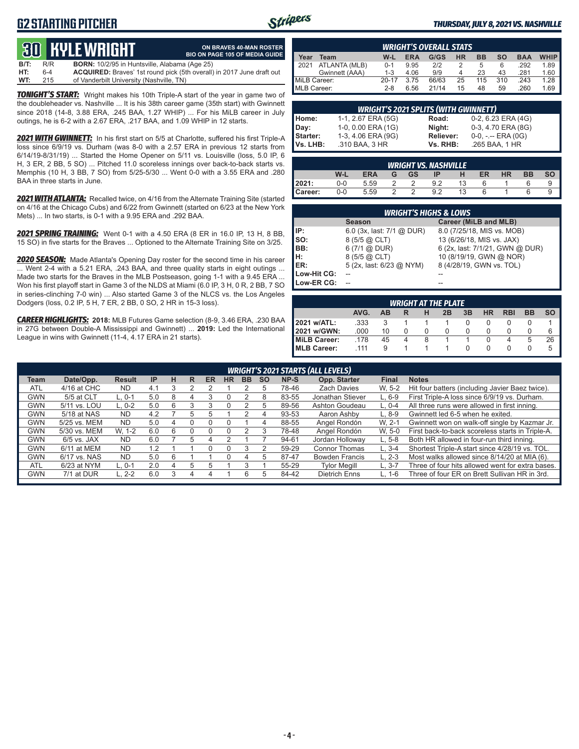# G2 STARTING PITCHER

*THURSDAY, JULY 8, 2021 VS. NASHVILLE*

## 30 KYLE WRIGHT

**ON BRAVES 40-MAN ROSTER**
**BIO ON PAGE 105 OF MEDIA GUIDE**

**B/T:** R/R **BORN:** 10/2/95 in Huntsville, Alabama (Age 25)
**HT:** 6-4 **ACQUIRED:** Braves' 1st round pick (5th overall) in 2017 June draft out
**WT:** 215 of Vanderbilt University (Nashville, TN)

***TONIGHT'S START:*** Wright makes his 10th Triple-A start of the year in game two of the doubleheader vs. Nashville ... It is his 38th career game (35th start) with Gwinnett since 2018 (14-8, 3.88 ERA, .245 BAA, 1.27 WHIP) ... For his MiLB career in July outings, he is 6-2 with a 2.67 ERA, .217 BAA, and 1.09 WHIP in 12 starts.

***2021 WITH GWINNETT:*** In his first start on 5/5 at Charlotte, suffered his first Triple-A loss since 6/9/19 vs. Durham (was 8-0 with a 2.57 ERA in previous 12 starts from 6/14/19-8/31/19) ... Started the Home Opener on 5/11 vs. Louisville (loss, 5.0 IP, 6 H, 3 ER, 2 BB, 5 SO) ... Pitched 11.0 scoreless innings over back-to-back starts vs. Memphis (10 H, 3 BB, 7 SO) from 5/25-5/30 ... Went 0-0 with a 3.55 ERA and .280 BAA in three starts in June.

***2021 WITH ATLANTA:*** Recalled twice, on 4/16 from the Alternate Training Site (started on 4/16 at the Chicago Cubs) and 6/22 from Gwinnett (started on 6/23 at the New York Mets) ... In two starts, is 0-1 with a 9.95 ERA and .292 BAA.

***2021 SPRING TRAINING:*** Went 0-1 with a 4.50 ERA (8 ER in 16.0 IP, 13 H, 8 BB, 15 SO) in five starts for the Braves ... Optioned to the Alternate Training Site on 3/25.

***2020 SEASON:*** Made Atlanta's Opening Day roster for the second time in his career ... Went 2-4 with a 5.21 ERA, .243 BAA, and three quality starts in eight outings ... Made two starts for the Braves in the MLB Postseason, going 1-1 with a 9.45 ERA ... Won his first playoff start in Game 3 of the NLDS at Miami (6.0 IP, 3 H, 0 R, 2 BB, 7 SO in series-clinching 7-0 win) ... Also started Game 3 of the NLCS vs. the Los Angeles Dodgers (loss, 0.2 IP, 5 H, 7 ER, 2 BB, 0 SO, 2 HR in 15-3 loss).

***CAREER HIGHLIGHTS:*** **2018:** MLB Futures Game selection (8-9, 3.46 ERA, .230 BAA in 27G between Double-A Mississippi and Gwinnett) ... **2019:** Led the International League in wins with Gwinnett (11-4, 4.17 ERA in 21 starts).

### WRIGHT'S OVERALL STATS

| Year | Team | W-L | ERA | G/GS | HR | BB | SO | BAA | WHIP |
|---|---|---|---|---|---|---|---|---|---|
| 2021 | ATLANTA (MLB) | 0-1 | 9.95 | 2/2 | 2 | 5 | 6 | .292 | 1.89 |
| | Gwinnett (AAA) | 1-3 | 4.06 | 9/9 | 4 | 23 | 43 | .281 | 1.60 |
| MiLB Career: | | 20-17 | 3.75 | 66/63 | 25 | 115 | 310 | .243 | 1.28 |
| MLB Career: | | 2-8 | 6.56 | 21/14 | 15 | 48 | 59 | .260 | 1.69 |

### WRIGHT'S 2021 SPLITS (WITH GWINNETT)

| | | | |
|---|---|---|---|
| **Home:** | 1-1, 2.67 ERA (5G) | **Road:** | 0-2, 6.23 ERA (4G) |
| **Day:** | 1-0, 0.00 ERA (1G) | **Night:** | 0-3, 4.70 ERA (8G) |
| **Starter:** | 1-3, 4.06 ERA (9G) | **Reliever:** | 0-0, -.-- ERA (0G) |
| **Vs. LHB:** | .310 BAA, 3 HR | **Vs. RHB:** | .265 BAA, 1 HR |

### WRIGHT VS. NASHVILLE

| | W-L | ERA | G | GS | IP | H | ER | HR | BB | SO |
|---|---|---|---|---|---|---|---|---|---|---|
| **2021:** | 0-0 | 5.59 | 2 | 2 | 9.2 | 13 | 6 | 1 | 6 | 9 |
| **Career:** | 0-0 | 5.59 | 2 | 2 | 9.2 | 13 | 6 | 1 | 6 | 9 |

### WRIGHT'S HIGHS & LOWS

| | Season | Career (MiLB and MLB) |
|---|---|---|
| **IP:** | 6.0 (3x, last: 7/1 @ DUR) | 8.0 (7/25/18, MIS vs. MOB) |
| **SO:** | 8 (5/5 @ CLT) | 13 (6/26/18, MIS vs. JAX) |
| **BB:** | 6 (7/1 @ DUR) | 6 (2x, last: 7/1/21, GWN @ DUR) |
| **H:** | 8 (5/5 @ CLT) | 10 (8/19/19, GWN @ NOR) |
| **ER:** | 5 (2x, last: 6/23 @ NYM) | 8 (4/28/19, GWN vs. TOL) |
| **Low-Hit CG:** | -- | -- |
| **Low-ER CG:** | -- | -- |

### WRIGHT AT THE PLATE

| | AVG. | AB | R | H | 2B | 3B | HR | RBI | BB | SO |
|---|---|---|---|---|---|---|---|---|---|---|
| **2021 w/ATL:** | .333 | 3 | 1 | 1 | 1 | 0 | 0 | 0 | 0 | 1 |
| **2021 w/GWN:** | .000 | 10 | 0 | 0 | 0 | 0 | 0 | 0 | 0 | 6 |
| **MiLB Career:** | .178 | 45 | 4 | 8 | 1 | 1 | 0 | 4 | 5 | 26 |
| **MLB Career:** | .111 | 9 | 1 | 1 | 1 | 0 | 0 | 0 | 0 | 5 |

### WRIGHT'S 2021 STARTS (ALL LEVELS)

| Team | Date/Opp. | Result | IP | H | R | ER | HR | BB | SO | NP-S | Opp. Starter | Final | Notes |
|---|---|---|---|---|---|---|---|---|---|---|---|---|---|
| ATL | 4/16 at CHC | ND | 4.1 | 3 | 2 | 2 | 1 | 2 | 5 | 78-46 | Zach Davies | W, 5-2 | Hit four batters (including Javier Baez twice). |
| GWN | 5/5 at CLT | L, 0-1 | 5.0 | 8 | 4 | 3 | 0 | 2 | 8 | 83-55 | Jonathan Stiever | L, 6-9 | First Triple-A loss since 6/9/19 vs. Durham. |
| GWN | 5/11 vs. LOU | L, 0-2 | 5.0 | 6 | 3 | 3 | 0 | 2 | 5 | 89-56 | Ashton Goudeau | L, 0-4 | All three runs were allowed in first inning. |
| GWN | 5/18 at NAS | ND | 4.2 | 7 | 5 | 5 | 1 | 2 | 4 | 93-53 | Aaron Ashby | L, 8-9 | Gwinnett led 6-5 when he exited. |
| GWN | 5/25 vs. MEM | ND | 5.0 | 4 | 0 | 0 | 0 | 1 | 4 | 88-55 | Angel Rondón | W, 2-1 | Gwinnett won on walk-off single by Kazmar Jr. |
| GWN | 5/30 vs. MEM | W, 1-2 | 6.0 | 6 | 0 | 0 | 0 | 2 | 3 | 78-48 | Angel Rondón | W, 5-0 | First back-to-back scoreless starts in Triple-A. |
| GWN | 6/5 vs. JAX | ND | 6.0 | 7 | 5 | 4 | 2 | 1 | 7 | 94-61 | Jordan Holloway | L, 5-8 | Both HR allowed in four-run third inning. |
| GWN | 6/11 at MEM | ND | 1.2 | 1 | 1 | 0 | 0 | 3 | 2 | 59-29 | Connor Thomas | L, 3-4 | Shortest Triple-A start since 4/28/19 vs. TOL. |
| GWN | 6/17 vs. NAS | ND | 5.0 | 6 | 1 | 1 | 0 | 4 | 5 | 87-47 | Bowden Francis | L, 2-3 | Most walks allowed since 8/14/20 at MIA (6). |
| ATL | 6/23 at NYM | L, 0-1 | 2.0 | 4 | 5 | 5 | 1 | 3 | 1 | 55-29 | Tylor Megill | L, 3-7 | Three of four hits allowed went for extra bases. |
| GWN | 7/1 at DUR | L, 2-2 | 6.0 | 3 | 4 | 4 | 1 | 6 | 5 | 84-42 | Dietrich Enns | L, 1-6 | Three of four ER on Brett Sullivan HR in 3rd. |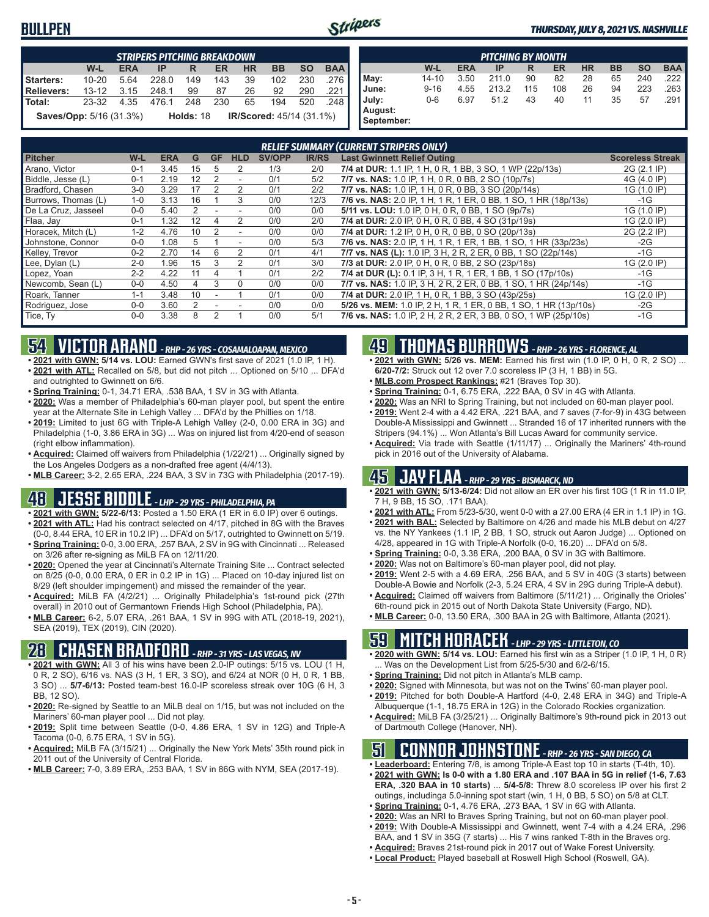# BULLPEN

THURSDAY, JULY 8, 2021 VS. NASHVILLE

| STRIPERS PITCHING BREAKDOWN | | | | | | | | | |
|---|---|---|---|---|---|---|---|---|---|
| | W-L | ERA | IP | R | ER | HR | BB | SO | BAA |
| Starters: | 10-20 | 5.64 | 228.0 | 149 | 143 | 39 | 102 | 230 | .276 |
| Relievers: | 13-12 | 3.15 | 248.1 | 99 | 87 | 26 | 92 | 290 | .221 |
| Total: | 23-32 | 4.35 | 476.1 | 248 | 230 | 65 | 194 | 520 | .248 |

**Saves/Opp:** 5/16 (31.3%) **Holds:** 18 **IR/Scored:** 45/14 (31.1%)

| PITCHING BY MONTH | W-L | ERA | IP | R | ER | HR | BB | SO | BAA |
|---|---|---|---|---|---|---|---|---|---|
| May: | 14-10 | 3.50 | 211.0 | 90 | 82 | 28 | 65 | 240 | .222 |
| June: | 9-16 | 4.55 | 213.2 | 115 | 108 | 26 | 94 | 223 | .263 |
| July: | 0-6 | 6.97 | 51.2 | 43 | 40 | 11 | 35 | 57 | .291 |
| August: | | | | | | | | | |
| September: | | | | | | | | | |

| RELIEF SUMMARY (CURRENT STRIPERS ONLY) | | | | | | | | | |
|---|---|---|---|---|---|---|---|---|---|
| Pitcher | W-L | ERA | G | GF | HLD | SV/OPP | IR/RS | Last Gwinnett Relief Outing | Scoreless Streak |
| Arano, Victor | 0-1 | 3.45 | 15 | 5 | 2 | 1/3 | 2/0 | 7/4 at DUR: 1.1 IP, 1 H, 0 R, 1 BB, 3 SO, 1 WP (22p/13s) | 2G (2.1 IP) |
| Biddle, Jesse (L) | 0-1 | 2.19 | 12 | 2 | - | 0/1 | 5/2 | 7/7 vs. NAS: 1.0 IP, 1 H, 0 R, 0 BB, 2 SO (10p/7s) | 4G (4.0 IP) |
| Bradford, Chasen | 3-0 | 3.29 | 17 | 2 | 2 | 0/1 | 2/2 | 7/7 vs. NAS: 1.0 IP, 1 H, 0 R, 0 BB, 3 SO (20p/14s) | 1G (1.0 IP) |
| Burrows, Thomas (L) | 1-0 | 3.13 | 16 | 1 | 3 | 0/0 | 12/3 | 7/6 vs. NAS: 2.0 IP, 1 H, 1 R, 1 ER, 0 BB, 1 SO, 1 HR (18p/13s) | -1G |
| De La Cruz, Jasseel | 0-0 | 5.40 | 2 | - | - | 0/0 | 0/0 | 5/11 vs. LOU: 1.0 IP, 0 H, 0 R, 0 BB, 1 SO (9p/7s) | 1G (1.0 IP) |
| Flaa, Jay | 0-1 | 1.32 | 12 | 4 | 2 | 0/0 | 2/0 | 7/4 at DUR: 2.0 IP, 0 H, 0 R, 0 BB, 4 SO (31p/19s) | 1G (2.0 IP) |
| Horacek, Mitch (L) | 1-2 | 4.76 | 10 | 2 | - | 0/0 | 0/0 | 7/4 at DUR: 1.2 IP, 0 H, 0 R, 0 BB, 0 SO (20p/13s) | 2G (2.2 IP) |
| Johnstone, Connor | 0-0 | 1.08 | 5 | 1 | - | 0/0 | 5/3 | 7/6 vs. NAS: 2.0 IP, 1 H, 1 R, 1 ER, 1 BB, 0 SO, 1 HR (33p/23s) | -2G |
| Kelley, Trevor | 0-2 | 2.70 | 14 | 6 | 2 | 0/1 | 4/1 | 7/7 vs. NAS (L): 1.0 IP, 3 H, 2 R, 2 ER, 0 BB, 1 SO (22p/14s) | -1G |
| Lee, Dylan (L) | 2-0 | 1.96 | 15 | 3 | 2 | 0/1 | 3/0 | 7/3 at DUR: 2.0 IP, 0 H, 0 R, 0 BB, 2 SO (23p/18s) | 1G (2.0 IP) |
| Lopez, Yoan | 2-2 | 4.22 | 11 | 4 | 1 | 0/1 | 2/2 | 7/4 at DUR (L): 0.1 IP, 3 H, 1 R, 1 ER, 1 BB, 1 SO (17p/10s) | -1G |
| Newcomb, Sean (L) | 0-0 | 4.50 | 4 | 3 | 0 | 0/0 | 0/0 | 7/7 vs. NAS: 1.0 IP, 3 H, 2 R, 2 ER, 0 BB, 1 SO, 1 HR (24p/14s) | -1G |
| Roark, Tanner | 1-1 | 3.48 | 10 | - | 1 | 0/1 | 0/0 | 7/4 at DUR: 2.0 IP, 1 H, 0 R, 1 BB, 3 SO (43p/25s) | 1G (2.0 IP) |
| Rodriguez, Jose | 0-0 | 3.60 | 2 | - | - | 0/0 | 0/0 | 5/26 vs. MEM: 1.0 IP, 2 H, 1 R, 1 ER, 0 BB, 1 SO, 1 HR (13p/10s) | -2G |
| Tice, Ty | 0-0 | 3.38 | 8 | 2 | 1 | 0/0 | 5/1 | 7/6 vs. NAS: 1.0 IP, 2 H, 2 R, 2 ER, 3 BB, 0 SO, 1 WP (25p/10s) | -1G |

## 54 VICTOR ARANO - RHP - 26 YRS - COSAMALOAPAN, MEXICO

- **2021 with GWN: 5/14 vs. LOU:** Earned GWN's first save of 2021 (1.0 IP, 1 H).
- **2021 with ATL:** Recalled on 5/8, but did not pitch ... Optioned on 5/10 ... DFA'd and outrighted to Gwinnett on 6/6.
- **Spring Training:** 0-1, 34.71 ERA, .538 BAA, 1 SV in 3G with Atlanta.
- **2020:** Was a member of Philadelphia's 60-man player pool, but spent the entire year at the Alternate Site in Lehigh Valley ... DFA'd by the Phillies on 1/18.
- **2019:** Limited to just 6G with Triple-A Lehigh Valley (2-0, 0.00 ERA in 3G) and Philadelphia (1-0, 3.86 ERA in 3G) ... Was on injured list from 4/20-end of season (right elbow inflammation).
- **Acquired:** Claimed off waivers from Philadelphia (1/22/21) ... Originally signed by the Los Angeles Dodgers as a non-drafted free agent (4/4/13).
- **MLB Career:** 3-2, 2.65 ERA, .224 BAA, 3 SV in 73G with Philadelphia (2017-19).

## 48 JESSE BIDDLE - LHP - 29 YRS - PHILADELPHIA, PA

- **2021 with GWN:** 5/22-6/13: Posted a 1.50 ERA (1 ER in 6.0 IP) over 6 outings.
- **2021 with ATL:** Had his contract selected on 4/17, pitched in 8G with the Braves (0-0, 8.44 ERA, 10 ER in 10.2 IP) ... DFA'd on 5/17, outrighted to Gwinnett on 5/19.
- **Spring Training:** 0-0, 3.00 ERA, .257 BAA, 2 SV in 9G with Cincinnati ... Released on 3/26 after re-signing as MiLB FA on 12/11/20.
- **2020:** Opened the year at Cincinnati's Alternate Training Site ... Contract selected on 8/25 (0-0, 0.00 ERA, 0 ER in 0.2 IP in 1G) ... Placed on 10-day injured list on 8/29 (left shoulder impingement) and missed the remainder of the year.
- **Acquired:** MiLB FA (4/2/21) ... Originally Philadelphia's 1st-round pick (27th overall) in 2010 out of Germantown Friends High School (Philadelphia, PA).
- **MLB Career:** 6-2, 5.07 ERA, .261 BAA, 1 SV in 99G with ATL (2018-19, 2021), SEA (2019), TEX (2019), CIN (2020).

## 28 CHASEN BRADFORD - RHP - 31 YRS - LAS VEGAS, NV

- **2021 with GWN:** All 3 of his wins have been 2.0-IP outings: 5/15 vs. LOU (1 H, 0 R, 2 SO), 6/16 vs. NAS (3 H, 1 ER, 3 SO), and 6/24 at NOR (0 H, 0 R, 1 BB, 3 SO) ... **5/7-6/13:** Posted team-best 16.0-IP scoreless streak over 10G (6 H, 3 BB, 12 SO).
- **2020:** Re-signed by Seattle to an MiLB deal on 1/15, but was not included on the Mariners' 60-man player pool ... Did not play.
- **2019:** Split time between Seattle (0-0, 4.86 ERA, 1 SV in 12G) and Triple-A Tacoma (0-0, 6.75 ERA, 1 SV in 5G).
- **Acquired:** MiLB FA (3/15/21) ... Originally the New York Mets' 35th round pick in 2011 out of the University of Central Florida.
- **MLB Career:** 7-0, 3.89 ERA, .253 BAA, 1 SV in 86G with NYM, SEA (2017-19).

## 49 THOMAS BURROWS - RHP - 26 YRS - FLORENCE, AL

- **2021 with GWN: 5/26 vs. MEM:** Earned his first win (1.0 IP, 0 H, 0 R, 2 SO) ... **6/20-7/2:** Struck out 12 over 7.0 scoreless IP (3 H, 1 BB) in 5G.
- **MLB.com Prospect Rankings:** #21 (Braves Top 30).
- **Spring Training:** 0-1, 6.75 ERA, .222 BAA, 0 SV in 4G with Atlanta.
- **2020:** Was an NRI to Spring Training, but not included on 60-man player pool.
- **2019:** Went 2-4 with a 4.42 ERA, .221 BAA, and 7 saves (7-for-9) in 43G between Double-A Mississippi and Gwinnett ... Stranded 16 of 17 inherited runners with the Stripers (94.1%) ... Won Atlanta's Bill Lucas Award for community service.
- **Acquired:** Via trade with Seattle (1/11/17) ... Originally the Mariners' 4th-round pick in 2016 out of the University of Alabama.

## 45 JAY FLAA - RHP - 29 YRS - BISMARCK, ND

- **2021 with GWN: 5/13-6/24:** Did not allow an ER over his first 10G (1 R in 11.0 IP, 7 H, 9 BB, 15 SO, .171 BAA).
- **2021 with ATL:** From 5/23-5/30, went 0-0 with a 27.00 ERA (4 ER in 1.1 IP) in 1G.
- **2021 with BAL:** Selected by Baltimore on 4/26 and made his MLB debut on 4/27 vs. the NY Yankees (1.1 IP, 2 BB, 1 SO, struck out Aaron Judge) ... Optioned on 4/28, appeared in 1G with Triple-A Norfolk (0-0, 16.20) ... DFA'd on 5/8.
- **Spring Training:** 0-0, 3.38 ERA, .200 BAA, 0 SV in 3G with Baltimore.
- **2020:** Was not on Baltimore's 60-man player pool, did not play.
- **2019:** Went 2-5 with a 4.69 ERA, .256 BAA, and 5 SV in 40G (3 starts) between Double-A Bowie and Norfolk (2-3, 5.24 ERA, 4 SV in 29G during Triple-A debut).
- **Acquired:** Claimed off waivers from Baltimore (5/11/21) ... Originally the Orioles' 6th-round pick in 2015 out of North Dakota State University (Fargo, ND).
- **MLB Career:** 0-0, 13.50 ERA, .300 BAA in 2G with Baltimore, Atlanta (2021).

## 59 MITCH HORACEK - LHP - 29 YRS - LITTLETON, CO

- **2020 with GWN: 5/14 vs. LOU:** Earned his first win as a Striper (1.0 IP, 1 H, 0 R) ... Was on the Development List from 5/25-5/30 and 6/2-6/15.
- **Spring Training:** Did not pitch in Atlanta's MLB camp.
- **2020:** Signed with Minnesota, but was not on the Twins' 60-man player pool.
- **2019:** Pitched for both Double-A Hartford (4-0, 2.48 ERA in 34G) and Triple-A Albuquerque (1-1, 18.75 ERA in 12G) in the Colorado Rockies organization.
- **Acquired:** MiLB FA (3/25/21) ... Originally Baltimore's 9th-round pick in 2013 out of Dartmouth College (Hanover, NH).

## 51 CONNOR JOHNSTONE - RHP - 26 YRS - SAN DIEGO, CA

- **Leaderboard:** Entering 7/8, is among Triple-A East top 10 in starts (T-4th, 10).
- **2021 with GWN: Is 0-0 with a 1.80 ERA and .107 BAA in 5G in relief (1-6, 7.63 ERA, .320 BAA in 10 starts)** ... **5/4-5/8:** Threw 8.0 scoreless IP over his first 2 outings, includinga 5.0-inning spot start (win, 1 H, 0 BB, 5 SO) on 5/8 at CLT.
- **Spring Training:** 0-1, 4.76 ERA, .273 BAA, 1 SV in 6G with Atlanta.
- **2020:** Was an NRI to Braves Spring Training, but not on 60-man player pool.
- **2019:** With Double-A Mississippi and Gwinnett, went 7-4 with a 4.24 ERA, .296 BAA, and 1 SV in 35G (7 starts) ... His 7 wins ranked T-8th in the Braves org.
- **Acquired:** Braves 21st-round pick in 2017 out of Wake Forest University.
- **Local Product:** Played baseball at Roswell High School (Roswell, GA).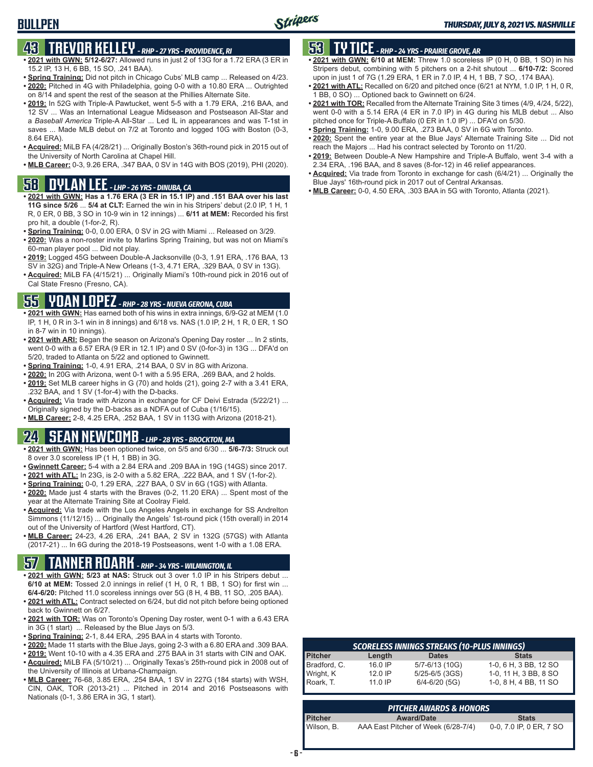# BULLPEN

## 43 TREVOR KELLEY - RHP - 27 YRS - PROVIDENCE, RI

- **2021 with GWN: 5/12-6/27:** Allowed runs in just 2 of 13G for a 1.72 ERA (3 ER in 15.2 IP, 13 H, 6 BB, 15 SO, .241 BAA).
- **Spring Training:** Did not pitch in Chicago Cubs' MLB camp ... Released on 4/23.
- **2020:** Pitched in 4G with Philadelphia, going 0-0 with a 10.80 ERA ... Outrighted on 8/14 and spent the rest of the season at the Phillies Alternate Site.
- **2019:** In 52G with Triple-A Pawtucket, went 5-5 with a 1.79 ERA, .216 BAA, and 12 SV ... Was an International League Midseason and Postseason All-Star and a *Baseball America* Triple-A All-Star ... Led IL in appearances and was T-1st in saves ... Made MLB debut on 7/2 at Toronto and logged 10G with Boston (0-3, 8.64 ERA).
- **Acquired:** MiLB FA (4/28/21) ... Originally Boston's 36th-round pick in 2015 out of the University of North Carolina at Chapel Hill.
- **MLB Career:** 0-3, 9.26 ERA, .347 BAA, 0 SV in 14G with BOS (2019), PHI (2020).

## 58 DYLAN LEE - LHP - 26 YRS - DINUBA, CA

- **2021 with GWN: Has a 1.76 ERA (3 ER in 15.1 IP) and .151 BAA over his last 11G since 5/26** ... **5/4 at CLT:** Earned the win in his Stripers' debut (2.0 IP, 1 H, 1 R, 0 ER, 0 BB, 3 SO in 10-9 win in 12 innings) ... **6/11 at MEM:** Recorded his first pro hit, a double (1-for-2, R).
- **Spring Training:** 0-0, 0.00 ERA, 0 SV in 2G with Miami ... Released on 3/29.
- **2020:** Was a non-roster invite to Marlins Spring Training, but was not on Miami's 60-man player pool ... Did not play.
- **2019:** Logged 45G between Double-A Jacksonville (0-3, 1.91 ERA, .176 BAA, 13 SV in 32G) and Triple-A New Orleans (1-3, 4.71 ERA, .329 BAA, 0 SV in 13G).
- **Acquired:** MiLB FA (4/15/21) ... Originally Miami's 10th-round pick in 2016 out of Cal State Fresno (Fresno, CA).

## 55 YOAN LOPEZ - RHP - 28 YRS - NUEVA GERONA, CUBA

- **2021 with GWN:** Has earned both of his wins in extra innings, 6/9-G2 at MEM (1.0 IP, 1 H, 0 R in 3-1 win in 8 innings) and 6/18 vs. NAS (1.0 IP, 2 H, 1 R, 0 ER, 1 SO in 8-7 win in 10 innings).
- **2021 with ARI:** Began the season on Arizona's Opening Day roster ... In 2 stints, went 0-0 with a 6.57 ERA (9 ER in 12.1 IP) and 0 SV (0-for-3) in 13G ... DFA'd on 5/20, traded to Atlanta on 5/22 and optioned to Gwinnett.
- **Spring Training:** 1-0, 4.91 ERA, .214 BAA, 0 SV in 8G with Arizona.
- **2020:** In 20G with Arizona, went 0-1 with a 5.95 ERA, .269 BAA, and 2 holds.
- **2019:** Set MLB career highs in G (70) and holds (21), going 2-7 with a 3.41 ERA, .232 BAA, and 1 SV (1-for-4) with the D-backs.
- **Acquired:** Via trade with Arizona in exchange for CF Deivi Estrada (5/22/21) ... Originally signed by the D-backs as a NDFA out of Cuba (1/16/15).
- **MLB Career:** 2-8, 4.25 ERA, .252 BAA, 1 SV in 113G with Arizona (2018-21).

## 24 SEAN NEWCOMB - LHP - 28 YRS - BROCKTON, MA

- **2021 with GWN:** Has been optioned twice, on 5/5 and 6/30 ... **5/6-7/3:** Struck out 8 over 3.0 scoreless IP (1 H, 1 BB) in 3G.
- **Gwinnett Career:** 5-4 with a 2.84 ERA and .209 BAA in 19G (14GS) since 2017.
- **2021 with ATL:** In 23G, is 2-0 with a 5.82 ERA, .222 BAA, and 1 SV (1-for-2).
- **Spring Training:** 0-0, 1.29 ERA, .227 BAA, 0 SV in 6G (1GS) with Atlanta.
- **2020:** Made just 4 starts with the Braves (0-2, 11.20 ERA) ... Spent most of the year at the Alternate Training Site at Coolray Field.
- **Acquired:** Via trade with the Los Angeles Angels in exchange for SS Andrelton Simmons (11/12/15) ... Originally the Angels' 1st-round pick (15th overall) in 2014 out of the University of Hartford (West Hartford, CT).
- **MLB Career:** 24-23, 4.26 ERA, .241 BAA, 2 SV in 132G (57GS) with Atlanta (2017-21) ... In 6G during the 2018-19 Postseasons, went 1-0 with a 1.08 ERA.

## 57 TANNER ROARK - RHP - 34 YRS - WILMINGTON, IL

- **2021 with GWN: 5/23 at NAS:** Struck out 3 over 1.0 IP in his Stripers debut ... **6/10 at MEM:** Tossed 2.0 innings in relief (1 H, 0 R, 1 BB, 1 SO) for first win ... **6/4-6/20:** Pitched 11.0 scoreless innings over 5G (8 H, 4 BB, 11 SO, .205 BAA).
- **2021 with ATL:** Contract selected on 6/24, but did not pitch before being optioned back to Gwinnett on 6/27.
- **2021 with TOR:** Was on Toronto's Opening Day roster, went 0-1 with a 6.43 ERA in 3G (1 start) ... Released by the Blue Jays on 5/3.
- **Spring Training:** 2-1, 8.44 ERA, .295 BAA in 4 starts with Toronto.
- **2020:** Made 11 starts with the Blue Jays, going 2-3 with a 6.80 ERA and .309 BAA.
- **2019:** Went 10-10 with a 4.35 ERA and .275 BAA in 31 starts with CIN and OAK.
- **Acquired:** MiLB FA (5/10/21) ... Originally Texas's 25th-round pick in 2008 out of the University of Illinois at Urbana-Champaign.
- **MLB Career:** 76-68, 3.85 ERA, .254 BAA, 1 SV in 227G (184 starts) with WSH, CIN, OAK, TOR (2013-21) ... Pitched in 2014 and 2016 Postseasons with Nationals (0-1, 3.86 ERA in 3G, 1 start).

## 53 TY TICE - RHP - 24 YRS - PRAIRIE GROVE, AR

- **2021 with GWN: 6/10 at MEM:** Threw 1.0 scoreless IP (0 H, 0 BB, 1 SO) in his Stripers debut, combining with 5 pitchers on a 2-hit shutout ... **6/10-7/2:** Scored upon in just 1 of 7G (1.29 ERA, 1 ER in 7.0 IP, 4 H, 1 BB, 7 SO, .174 BAA).
- **2021 with ATL:** Recalled on 6/20 and pitched once (6/21 at NYM, 1.0 IP, 1 H, 0 R, 1 BB, 0 SO) ... Optioned back to Gwinnett on 6/24.
- **2021 with TOR:** Recalled from the Alternate Training Site 3 times (4/9, 4/24, 5/22), went 0-0 with a 5.14 ERA (4 ER in 7.0 IP) in 4G during his MLB debut ... Also pitched once for Triple-A Buffalo (0 ER in 1.0 IP) ... DFA'd on 5/30.
- **Spring Training:** 1-0, 9.00 ERA, .273 BAA, 0 SV in 6G with Toronto.
- **2020:** Spent the entire year at the Blue Jays' Alternate Training Site ... Did not reach the Majors ... Had his contract selected by Toronto on 11/20.
- **2019:** Between Double-A New Hampshire and Triple-A Buffalo, went 3-4 with a 2.34 ERA, .196 BAA, and 8 saves (8-for-12) in 46 relief appearances.
- **Acquired:** Via trade from Toronto in exchange for cash (6/4/21) ... Originally the Blue Jays' 16th-round pick in 2017 out of Central Arkansas.
- **MLB Career:** 0-0, 4.50 ERA, .303 BAA in 5G with Toronto, Atlanta (2021).

### SCORELESS INNINGS STREAKS (10-PLUS INNINGS)

| Pitcher | Length | Dates | Stats |
|---|---|---|---|
| Bradford, C. | 16.0 IP | 5/7-6/13 (10G) | 1-0, 6 H, 3 BB, 12 SO |
| Wright, K | 12.0 IP | 5/25-6/5 (3GS) | 1-0, 11 H, 3 BB, 8 SO |
| Roark, T. | 11.0 IP | 6/4-6/20 (5G) | 1-0, 8 H, 4 BB, 11 SO |

### PITCHER AWARDS & HONORS

| Pitcher | Award/Date | Stats |
|---|---|---|
| Wilson, B. | AAA East Pitcher of Week (6/28-7/4) | 0-0, 7.0 IP, 0 ER, 7 SO |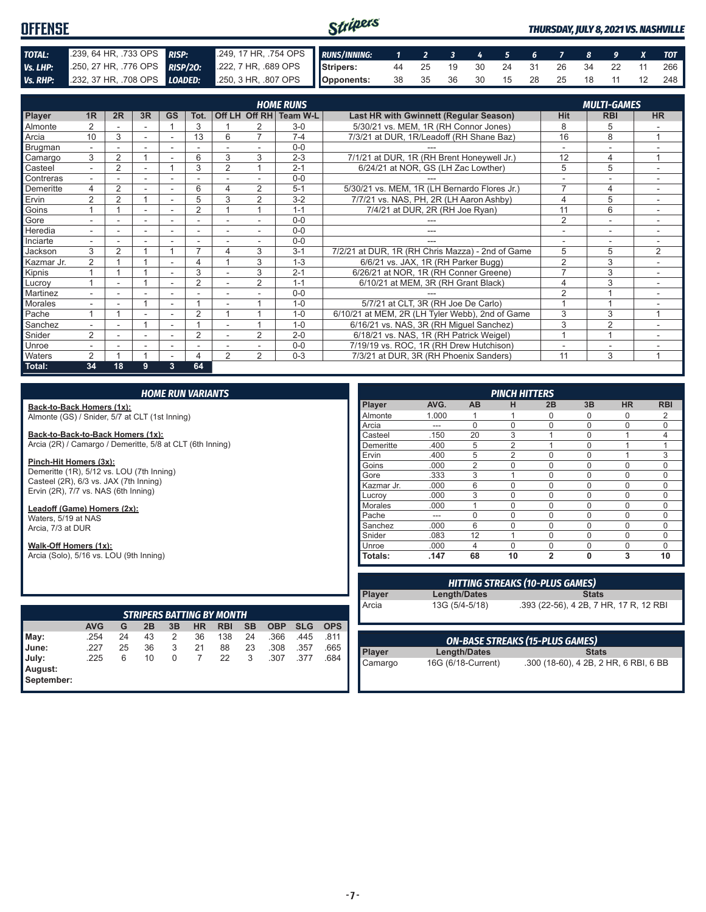# OFFENSE

*THURSDAY, JULY 8, 2021 VS. NASHVILLE*

| | | | |
|---|---|---|---|
| **TOTAL:** | .239, 64 HR, .733 OPS | **RISP:** | .249, 17 HR, .754 OPS |
| **Vs. LHP:** | .250, 27 HR, .776 OPS | **RISP/2O:** | .222, 7 HR, .689 OPS |
| **Vs. RHP:** | .232, 37 HR, .708 OPS | **LOADED:** | .250, 3 HR, .807 OPS |

| RUNS/INNING: | 1 | 2 | 3 | 4 | 5 | 6 | 7 | 8 | 9 | X | TOT |
|---|---|---|---|---|---|---|---|---|---|---|---|
| Stripers: | 44 | 25 | 19 | 30 | 24 | 31 | 26 | 34 | 22 | 11 | 266 |
| Opponents: | 38 | 35 | 36 | 30 | 15 | 28 | 25 | 18 | 11 | 12 | 248 |

## HOME RUNS / MULTI-GAMES

| Player | 1R | 2R | 3R | GS | Tot. | Off LH | Off RH | Team W-L | Last HR with Gwinnett (Regular Season) | Hit | RBI | HR |
|---|---|---|---|---|---|---|---|---|---|---|---|---|
| Almonte | 2 | - | - | 1 | 3 | 1 | 2 | 3-0 | 5/30/21 vs. MEM, 1R (RH Connor Jones) | 8 | 5 | - |
| Arcia | 10 | 3 | - | - | 13 | 6 | 7 | 7-4 | 7/3/21 at DUR, 1R/Leadoff (RH Shane Baz) | 16 | 8 | 1 |
| Brugman | - | - | - | - | - | - | - | 0-0 | --- | - | - | - |
| Camargo | 3 | 2 | 1 | - | 6 | 3 | 3 | 2-3 | 7/1/21 at DUR, 1R (RH Brent Honeywell Jr.) | 12 | 4 | 1 |
| Casteel | - | 2 | - | 1 | 3 | 2 | 1 | 2-1 | 6/24/21 at NOR, GS (LH Zac Lowther) | 5 | 5 | - |
| Contreras | - | - | - | - | - | - | - | 0-0 | --- | - | - | - |
| Demeritte | 4 | 2 | - | - | 6 | 4 | 2 | 5-1 | 5/30/21 vs. MEM, 1R (LH Bernardo Flores Jr.) | 7 | 4 | - |
| Ervin | 2 | 2 | 1 | - | 5 | 3 | 2 | 3-2 | 7/7/21 vs. NAS, PH, 2R (LH Aaron Ashby) | 4 | 5 | - |
| Goins | 1 | 1 | - | - | 2 | 1 | 1 | 1-1 | 7/4/21 at DUR, 2R (RH Joe Ryan) | 11 | 6 | - |
| Gore | - | - | - | - | - | - | - | 0-0 | --- | 2 | - | - |
| Heredia | - | - | - | - | - | - | - | 0-0 | --- | - | - | - |
| Inciarte | - | - | - | - | - | - | - | 0-0 | --- | - | - | - |
| Jackson | 3 | 2 | 1 | 1 | 7 | 4 | 3 | 3-1 | 7/2/21 at DUR, 1R (RH Chris Mazza) - 2nd of Game | 5 | 5 | 2 |
| Kazmar Jr. | 2 | 1 | 1 | - | 4 | 1 | 3 | 1-3 | 6/6/21 vs. JAX, 1R (RH Parker Bugg) | 2 | 3 | - |
| Kipnis | 1 | 1 | 1 | - | 3 | - | 3 | 2-1 | 6/26/21 at NOR, 1R (RH Conner Greene) | 7 | 3 | - |
| Lucroy | 1 | - | 1 | - | 2 | - | 2 | 1-1 | 6/10/21 at MEM, 3R (RH Grant Black) | 4 | 3 | - |
| Martinez | - | - | - | - | - | - | - | 0-0 | --- | 2 | 1 | - |
| Morales | - | - | 1 | - | 1 | - | 1 | 1-0 | 5/7/21 at CLT, 3R (RH Joe De Carlo) | 1 | 1 | - |
| Pache | 1 | 1 | - | - | 2 | 1 | 1 | 1-0 | 6/10/21 at MEM, 2R (LH Tyler Webb), 2nd of Game | 3 | 3 | 1 |
| Sanchez | - | - | 1 | - | 1 | - | 1 | 1-0 | 6/16/21 vs. NAS, 3R (RH Miguel Sanchez) | 3 | 2 | - |
| Snider | 2 | - | - | - | 2 | - | 2 | 2-0 | 6/18/21 vs. NAS, 1R (RH Patrick Weigel) | 1 | 1 | - |
| Unroe | - | - | - | - | - | - | - | 0-0 | 7/19/19 vs. ROC, 1R (RH Drew Hutchison) | - | - | - |
| Waters | 2 | 1 | 1 | - | 4 | 2 | 2 | 0-3 | 7/3/21 at DUR, 3R (RH Phoenix Sanders) | 11 | 3 | 1 |
| **Total:** | **34** | **18** | **9** | **3** | **64** | | | | | | | |

## HOME RUN VARIANTS

**Back-to-Back Homers (1x):**
Almonte (GS) / Snider, 5/7 at CLT (1st Inning)

**Back-to-Back-to-Back Homers (1x):**
Arcia (2R) / Camargo / Demeritte, 5/8 at CLT (6th Inning)

**Pinch-Hit Homers (3x):**
Demeritte (1R), 5/12 vs. LOU (7th Inning)
Casteel (2R), 6/3 vs. JAX (7th Inning)
Ervin (2R), 7/7 vs. NAS (6th Inning)

**Leadoff (Game) Homers (2x):**
Waters, 5/19 at NAS
Arcia, 7/3 at DUR

**Walk-Off Homers (1x):**
Arcia (Solo), 5/16 vs. LOU (9th Inning)

## PINCH HITTERS

| Player | AVG. | AB | H | 2B | 3B | HR | RBI |
|---|---|---|---|---|---|---|---|
| Almonte | 1.000 | 1 | 1 | 0 | 0 | 0 | 2 |
| Arcia | --- | 0 | 0 | 0 | 0 | 0 | 0 |
| Casteel | .150 | 20 | 3 | 1 | 0 | 1 | 4 |
| Demeritte | .400 | 5 | 2 | 1 | 0 | 1 | 1 |
| Ervin | .400 | 5 | 2 | 0 | 0 | 1 | 3 |
| Goins | .000 | 2 | 0 | 0 | 0 | 0 | 0 |
| Gore | .333 | 3 | 1 | 0 | 0 | 0 | 0 |
| Kazmar Jr. | .000 | 6 | 0 | 0 | 0 | 0 | 0 |
| Lucroy | .000 | 3 | 0 | 0 | 0 | 0 | 0 |
| Morales | .000 | 1 | 0 | 0 | 0 | 0 | 0 |
| Pache | --- | 0 | 0 | 0 | 0 | 0 | 0 |
| Sanchez | .000 | 6 | 0 | 0 | 0 | 0 | 0 |
| Snider | .083 | 12 | 1 | 0 | 0 | 0 | 0 |
| Unroe | .000 | 4 | 0 | 0 | 0 | 0 | 0 |
| **Totals:** | **.147** | **68** | **10** | **2** | **0** | **3** | **10** |

## STRIPERS BATTING BY MONTH

| | AVG | G | 2B | 3B | HR | RBI | SB | OBP | SLG | OPS |
|---|---|---|---|---|---|---|---|---|---|---|
| May: | .254 | 24 | 43 | 2 | 36 | 138 | 24 | .366 | .445 | .811 |
| June: | .227 | 25 | 36 | 3 | 21 | 88 | 23 | .308 | .357 | .665 |
| July: | .225 | 6 | 10 | 0 | 7 | 22 | 3 | .307 | .377 | .684 |
| August: | | | | | | | | | | |
| September: | | | | | | | | | | |

## HITTING STREAKS (10-PLUS GAMES)

| Player | Length/Dates | Stats |
|---|---|---|
| Arcia | 13G (5/4-5/18) | .393 (22-56), 4 2B, 7 HR, 17 R, 12 RBI |

## ON-BASE STREAKS (15-PLUS GAMES)

| Player | Length/Dates | Stats |
|---|---|---|
| Camargo | 16G (6/18-Current) | .300 (18-60), 4 2B, 2 HR, 6 RBI, 6 BB |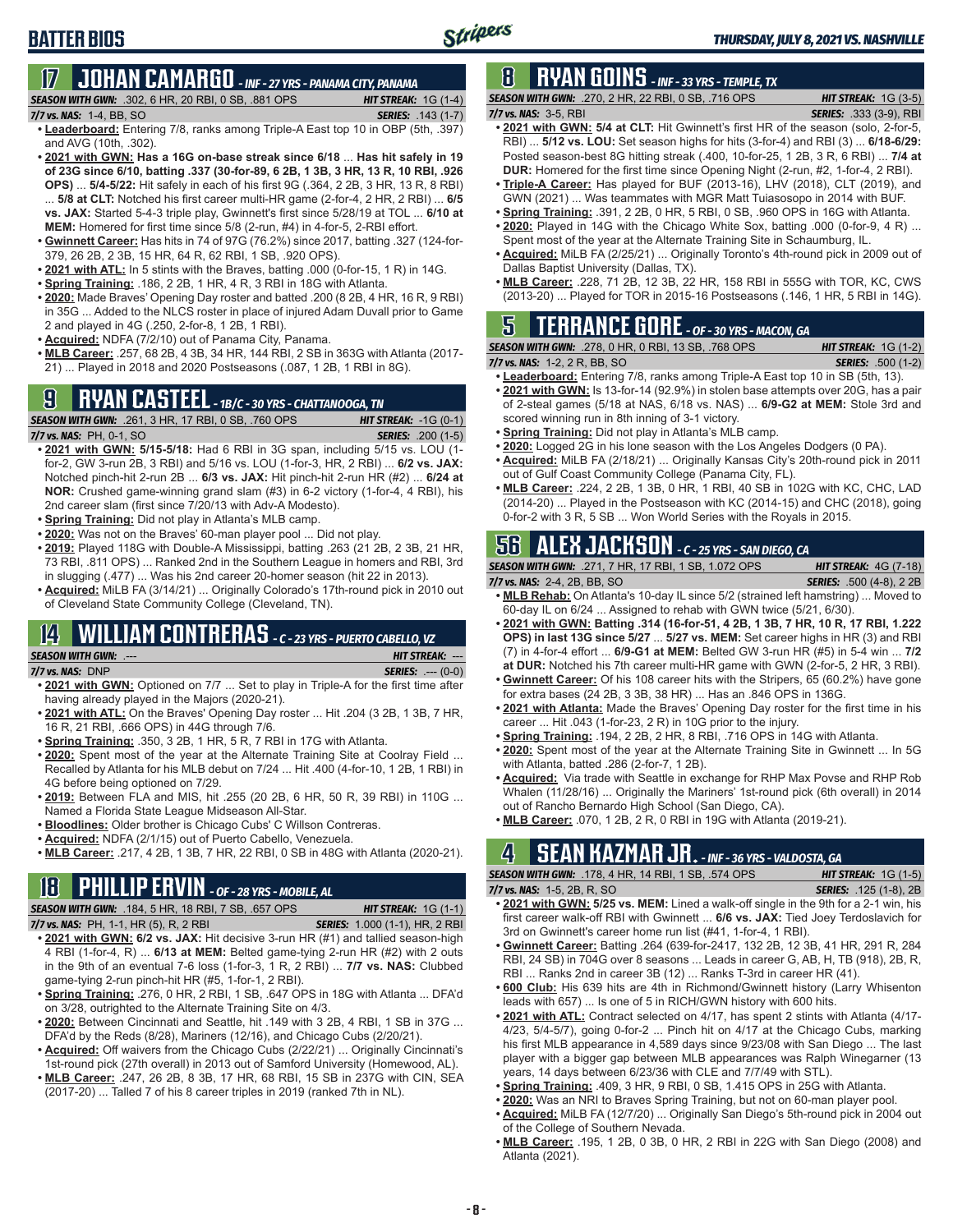# BATTER BIOS

## 17 JOHAN CAMARGO - INF - 27 YRS - PANAMA CITY, PANAMA

**SEASON WITH GWN:** .302, 6 HR, 20 RBI, 0 SB, .881 OPS | **HIT STREAK:** 1G (1-4)
**7/7 vs. NAS:** 1-4, BB, SO | **SERIES:** .143 (1-7)

- **Leaderboard:** Entering 7/8, ranks among Triple-A East top 10 in OBP (5th, .397) and AVG (10th, .302).
- **2021 with GWN: Has a 16G on-base streak since 6/18** ... **Has hit safely in 19 of 23G since 6/10, batting .337 (30-for-89, 6 2B, 1 3B, 3 HR, 13 R, 10 RBI, .926 OPS)** ... **5/4-5/22:** Hit safely in each of his first 9G (.364, 2 2B, 3 HR, 13 R, 8 RBI) ... **5/8 at CLT:** Notched his first career multi-HR game (2-for-4, 2 HR, 2 RBI) ... **6/5 vs. JAX:** Started 5-4-3 triple play, Gwinnett's first since 5/28/19 at TOL ... **6/10 at MEM:** Homered for first time since 5/8 (2-run, #4) in 4-for-5, 2-RBI effort.
- **Gwinnett Career:** Has hits in 74 of 97G (76.2%) since 2017, batting .327 (124-for-379, 26 2B, 2 3B, 15 HR, 64 R, 62 RBI, 1 SB, .920 OPS).
- **2021 with ATL:** In 5 stints with the Braves, batting .000 (0-for-15, 1 R) in 14G.
- **Spring Training:** .186, 2 2B, 1 HR, 4 R, 3 RBI in 18G with Atlanta.
- **2020:** Made Braves' Opening Day roster and batted .200 (8 2B, 4 HR, 16 R, 9 RBI) in 35G ... Added to the NLCS roster in place of injured Adam Duvall prior to Game 2 and played in 4G (.250, 2-for-8, 1 2B, 1 RBI).
- **Acquired:** NDFA (7/2/10) out of Panama City, Panama.
- **MLB Career:** .257, 68 2B, 4 3B, 34 HR, 144 RBI, 2 SB in 363G with Atlanta (2017-21) ... Played in 2018 and 2020 Postseasons (.087, 1 2B, 1 RBI in 8G).

## 9 RYAN CASTEEL - 1B/C - 30 YRS - CHATTANOOGA, TN

**SEASON WITH GWN:** .261, 3 HR, 17 RBI, 0 SB, .760 OPS | **HIT STREAK:** -1G (0-1)
**7/7 vs. NAS:** PH, 0-1, SO | **SERIES:** .200 (1-5)

- **2021 with GWN: 5/15-5/18:** Had 6 RBI in 3G span, including 5/15 vs. LOU (1-for-2, GW 3-run 2B, 3 RBI) and 5/16 vs. LOU (1-for-3, HR, 2 RBI) ... **6/2 vs. JAX:** Notched pinch-hit 2-run 2B ... **6/3 vs. JAX:** Hit pinch-hit 2-run HR (#2) ... **6/24 at NOR:** Crushed game-winning grand slam (#3) in 6-2 victory (1-for-4, 4 RBI), his 2nd career slam (first since 7/20/13 with Adv-A Modesto).
- **Spring Training:** Did not play in Atlanta's MLB camp.
- **2020:** Was not on the Braves' 60-man player pool ... Did not play.
- **2019:** Played 118G with Double-A Mississippi, batting .263 (21 2B, 2 3B, 21 HR, 73 RBI, .811 OPS) ... Ranked 2nd in the Southern League in homers and RBI, 3rd in slugging (.477) ... Was his 2nd career 20-homer season (hit 22 in 2013).
- **Acquired:** MiLB FA (3/14/21) ... Originally Colorado's 17th-round pick in 2010 out of Cleveland State Community College (Cleveland, TN).

## 14 WILLIAM CONTRERAS - C - 23 YRS - PUERTO CABELLO, VZ

**SEASON WITH GWN:** .--- | **HIT STREAK:** ---
**7/7 vs. NAS:** DNP | **SERIES:** .--- (0-0)

- **2021 with GWN:** Optioned on 7/7 ... Set to play in Triple-A for the first time after having already played in the Majors (2020-21).
- **2021 with ATL:** On the Braves' Opening Day roster ... Hit .204 (3 2B, 1 3B, 7 HR, 16 R, 21 RBI, .666 OPS) in 44G through 7/6.
- **Spring Training:** .350, 3 2B, 1 HR, 5 R, 7 RBI in 17G with Atlanta.
- **2020:** Spent most of the year at the Alternate Training Site at Coolray Field ... Recalled by Atlanta for his MLB debut on 7/24 ... Hit .400 (4-for-10, 1 2B, 1 RBI) in 4G before being optioned on 7/29.
- **2019:** Between FLA and MIS, hit .255 (20 2B, 6 HR, 50 R, 39 RBI) in 110G ... Named a Florida State League Midseason All-Star.
- **Bloodlines:** Older brother is Chicago Cubs' C Willson Contreras.
- **Acquired:** NDFA (2/1/15) out of Puerto Cabello, Venezuela.
- **MLB Career:** .217, 4 2B, 1 3B, 7 HR, 22 RBI, 0 SB in 48G with Atlanta (2020-21).

## 18 PHILLIP ERVIN - OF - 28 YRS - MOBILE, AL

**SEASON WITH GWN:** .184, 5 HR, 18 RBI, 7 SB, .657 OPS | **HIT STREAK:** 1G (1-1)
**7/7 vs. NAS:** PH, 1-1, HR (5), R, 2 RBI | **SERIES:** 1.000 (1-1), HR, 2 RBI

- **2021 with GWN: 6/2 vs. JAX:** Hit decisive 3-run HR (#1) and tallied season-high 4 RBI (1-for-4, R) ... **6/13 at MEM:** Belted game-tying 2-run HR (#2) with 2 outs in the 9th of an eventual 7-6 loss (1-for-3, 1 R, 2 RBI) ... **7/7 vs. NAS:** Clubbed game-tying 2-run pinch-hit HR (#5, 1-for-1, 2 RBI).
- **Spring Training:** .276, 0 HR, 2 RBI, 1 SB, .647 OPS in 18G with Atlanta ... DFA'd on 3/28, outrighted to the Alternate Training Site on 4/3.
- **2020:** Between Cincinnati and Seattle, hit .149 with 3 2B, 4 RBI, 1 SB in 37G ... DFA'd by the Reds (8/28), Mariners (12/16), and Chicago Cubs (2/20/21).
- **Acquired:** Off waivers from the Chicago Cubs (2/22/21) ... Originally Cincinnati's 1st-round pick (27th overall) in 2013 out of Samford University (Homewood, AL).
- **MLB Career:** .247, 26 2B, 8 3B, 17 HR, 68 RBI, 15 SB in 237G with CIN, SEA (2017-20) ... Talled 7 of his 8 career triples in 2019 (ranked 7th in NL).

## 8 RYAN GOINS - INF - 33 YRS - TEMPLE, TX

**SEASON WITH GWN:** .270, 2 HR, 22 RBI, 0 SB, .716 OPS | **HIT STREAK:** 1G (3-5)
**7/7 vs. NAS:** 3-5, RBI | **SERIES:** .333 (3-9), RBI

- **2021 with GWN: 5/4 at CLT:** Hit Gwinnett's first HR of the season (solo, 2-for-5, RBI) ... **5/12 vs. LOU:** Set season highs for hits (3-for-4) and RBI (3) ... **6/18-6/29:** Posted season-best 8G hitting streak (.400, 10-for-25, 1 2B, 3 R, 6 RBI) ... **7/4 at DUR:** Homered for the first time since Opening Night (2-run, #2, 1-for-4, 2 RBI).
- **Triple-A Career:** Has played for BUF (2013-16), LHV (2018), CLT (2019), and GWN (2021) ... Was teammates with MGR Matt Tuiasosopo in 2014 with BUF.
- **Spring Training:** .391, 2 2B, 0 HR, 5 RBI, 0 SB, .960 OPS in 16G with Atlanta.
- **2020:** Played in 14G with the Chicago White Sox, batting .000 (0-for-9, 4 R) ... Spent most of the year at the Alternate Training Site in Schaumburg, IL.
- **Acquired:** MiLB FA (2/25/21) ... Originally Toronto's 4th-round pick in 2009 out of Dallas Baptist University (Dallas, TX).
- **MLB Career:** .228, 71 2B, 12 3B, 22 HR, 158 RBI in 555G with TOR, KC, CWS (2013-20) ... Played for TOR in 2015-16 Postseasons (.146, 1 HR, 5 RBI in 14G).

## 5 TERRANCE GORE - OF - 30 YRS - MACON, GA

**SEASON WITH GWN:** .278, 0 HR, 0 RBI, 13 SB, .768 OPS | **HIT STREAK:** 1G (1-2)
**7/7 vs. NAS:** 1-2, 2 R, BB, SO | **SERIES:** .500 (1-2)

- **Leaderboard:** Entering 7/8, ranks among Triple-A East top 10 in SB (5th, 13).
- **2021 with GWN:** Is 13-for-14 (92.9%) in stolen base attempts over 20G, has a pair of 2-steal games (5/18 at NAS, 6/18 vs. NAS) ... **6/9-G2 at MEM:** Stole 3rd and scored winning run in 8th inning of 3-1 victory.
- **Spring Training:** Did not play in Atlanta's MLB camp.
- **2020:** Logged 2G in his lone season with the Los Angeles Dodgers (0 PA).
- **Acquired:** MiLB FA (2/18/21) ... Originally Kansas City's 20th-round pick in 2011 out of Gulf Coast Community College (Panama City, FL).
- **MLB Career:** .224, 2 2B, 1 3B, 0 HR, 1 RBI, 40 SB in 102G with KC, CHC, LAD (2014-20) ... Played in the Postseason with KC (2014-15) and CHC (2018), going 0-for-2 with 3 R, 5 SB ... Won World Series with the Royals in 2015.

## 56 ALEX JACKSON - C - 25 YRS - SAN DIEGO, CA

**SEASON WITH GWN:** .271, 7 HR, 17 RBI, 1 SB, 1.072 OPS | **HIT STREAK:** 4G (7-18)
**7/7 vs. NAS:** 2-4, 2B, BB, SO | **SERIES:** .500 (4-8), 2 2B

- **MLB Rehab:** On Atlanta's 10-day IL since 5/2 (strained left hamstring) ... Moved to 60-day IL on 6/24 ... Assigned to rehab with GWN twice (5/21, 6/30).
- **2021 with GWN: Batting .314 (16-for-51, 4 2B, 1 3B, 7 HR, 10 R, 17 RBI, 1.222 OPS) in last 13G since 5/27** ... **5/27 vs. MEM:** Set career highs in HR (3) and RBI (7) in 4-for-4 effort ... **6/9-G1 at MEM:** Belted GW 3-run HR (#5) in 5-4 win ... **7/2 at DUR:** Notched his 7th career multi-HR game with GWN (2-for-5, 2 HR, 3 RBI).
- **Gwinnett Career:** Of his 108 career hits with the Stripers, 65 (60.2%) have gone for extra bases (24 2B, 3 3B, 38 HR) ... Has an .846 OPS in 136G.
- **2021 with Atlanta:** Made the Braves' Opening Day roster for the first time in his career ... Hit .043 (1-for-23, 2 R) in 10G prior to the injury.
- **Spring Training:** .194, 2 2B, 2 HR, 8 RBI, .716 OPS in 14G with Atlanta.
- **2020:** Spent most of the year at the Alternate Training Site in Gwinnett ... In 5G with Atlanta, batted .286 (2-for-7, 1 2B).
- **Acquired:** Via trade with Seattle in exchange for RHP Max Povse and RHP Rob Whalen (11/28/16) ... Originally the Mariners' 1st-round pick (6th overall) in 2014 out of Rancho Bernardo High School (San Diego, CA).
- **MLB Career:** .070, 1 2B, 2 R, 0 RBI in 19G with Atlanta (2019-21).

## 4 SEAN KAZMAR JR. - INF - 36 YRS - VALDOSTA, GA

**SEASON WITH GWN:** .178, 4 HR, 14 RBI, 1 SB, .574 OPS | **HIT STREAK:** 1G (1-5)
**7/7 vs. NAS:** 1-5, 2B, R, SO | **SERIES:** .125 (1-8), 2B

- **2021 with GWN: 5/25 vs. MEM:** Lined a walk-off single in the 9th for a 2-1 win, his first career walk-off RBI with Gwinnett ... **6/6 vs. JAX:** Tied Joey Terdoslavich for 3rd on Gwinnett's career home run list (#41, 1-for-4, 1 RBI).
- **Gwinnett Career:** Batting .264 (639-for-2417, 132 2B, 12 3B, 41 HR, 291 R, 284 RBI, 24 SB) in 704G over 8 seasons ... Leads in career G, AB, H, TB (918), 2B, R, RBI ... Ranks 2nd in career 3B (12) ... Ranks T-3rd in career HR (41).
- **600 Club:** His 639 hits are 4th in Richmond/Gwinnett history (Larry Whisenton leads with 657) ... Is one of 5 in RICH/GWN history with 600 hits.
- **2021 with ATL:** Contract selected on 4/17, has spent 2 stints with Atlanta (4/17-4/23, 5/4-5/7), going 0-for-2 ... Pinch hit on 4/17 at the Chicago Cubs, marking his first MLB appearance in 4,589 days since 9/23/08 with San Diego ... The last player with a bigger gap between MLB appearances was Ralph Winegarner (13 years, 14 days between 6/23/36 with CLE and 7/7/49 with STL).
- **Spring Training:** .409, 3 HR, 9 RBI, 0 SB, 1.415 OPS in 25G with Atlanta.
- **2020:** Was an NRI to Braves Spring Training, but not on 60-man player pool.
- **Acquired:** MiLB FA (12/7/20) ... Originally San Diego's 5th-round pick in 2004 out of the College of Southern Nevada.
- **MLB Career:** .195, 1 2B, 0 3B, 0 HR, 2 RBI in 22G with San Diego (2008) and Atlanta (2021).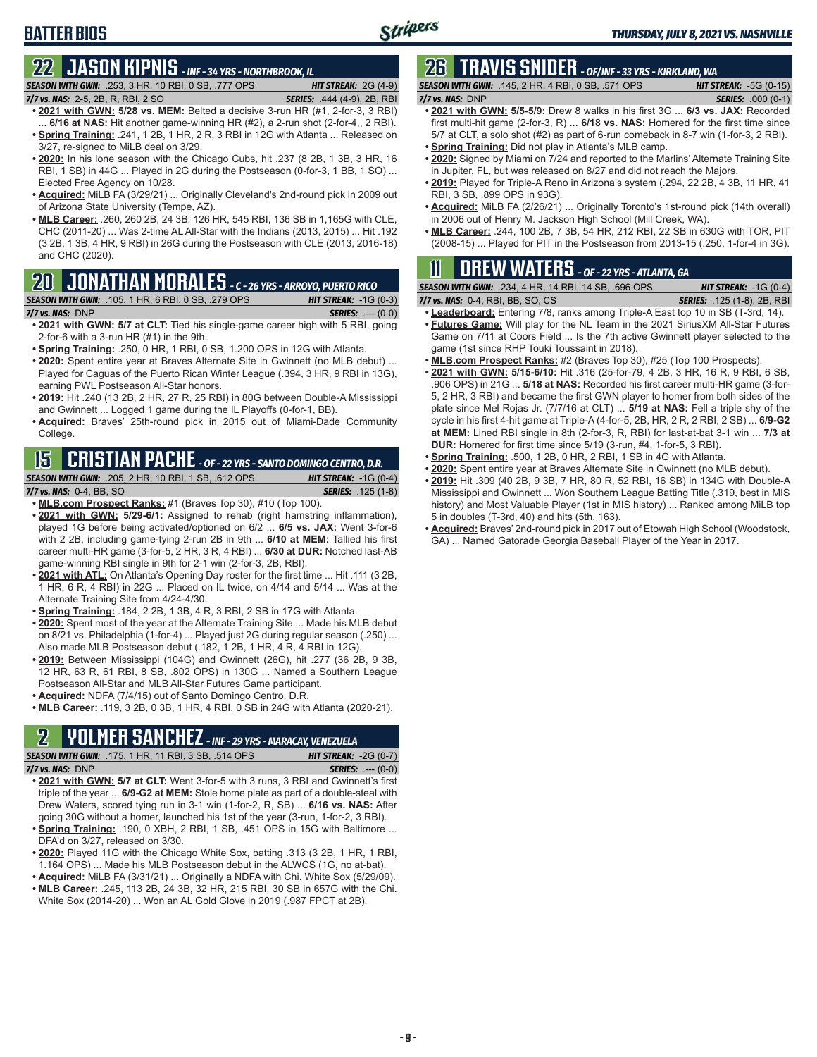# BATTER BIOS

*THURSDAY, JULY 8, 2021 VS. NASHVILLE*

## 22 JASON KIPNIS - INF - 34 YRS - NORTHBROOK, IL

**SEASON WITH GWN:** .253, 3 HR, 10 RBI, 0 SB, .777 OPS **HIT STREAK:** 2G (4-9)
**7/7 vs. NAS:** 2-5, 2B, R, RBI, 2 SO **SERIES:** .444 (4-9), 2B, RBI

- **2021 with GWN: 5/28 vs. MEM:** Belted a decisive 3-run HR (#1, 2-for-3, 3 RBI) ... **6/16 at NAS:** Hit another game-winning HR (#2), a 2-run shot (2-for-4,, 2 RBI).
- **Spring Training:** .241, 1 2B, 1 HR, 2 R, 3 RBI in 12G with Atlanta ... Released on 3/27, re-signed to MiLB deal on 3/29.
- **2020:** In his lone season with the Chicago Cubs, hit .237 (8 2B, 1 3B, 3 HR, 16 RBI, 1 SB) in 44G ... Played in 2G during the Postseason (0-for-3, 1 BB, 1 SO) ... Elected Free Agency on 10/28.
- **Acquired:** MiLB FA (3/29/21) ... Originally Cleveland's 2nd-round pick in 2009 out of Arizona State University (Tempe, AZ).
- **MLB Career:** .260, 260 2B, 24 3B, 126 HR, 545 RBI, 136 SB in 1,165G with CLE, CHC (2011-20) ... Was 2-time AL All-Star with the Indians (2013, 2015) ... Hit .192 (3 2B, 1 3B, 4 HR, 9 RBI) in 26G during the Postseason with CLE (2013, 2016-18) and CHC (2020).

## 20 JONATHAN MORALES - C - 26 YRS - ARROYO, PUERTO RICO

**SEASON WITH GWN:** .105, 1 HR, 6 RBI, 0 SB, .279 OPS **HIT STREAK:** -1G (0-3)
**7/7 vs. NAS:** DNP **SERIES:** .--- (0-0)

- **2021 with GWN: 5/7 at CLT:** Tied his single-game career high with 5 RBI, going 2-for-6 with a 3-run HR (#1) in the 9th.
- **Spring Training:** .250, 0 HR, 1 RBI, 0 SB, 1.200 OPS in 12G with Atlanta.
- **2020:** Spent entire year at Braves Alternate Site in Gwinnett (no MLB debut) ... Played for Caguas of the Puerto Rican Winter League (.394, 3 HR, 9 RBI in 13G), earning PWL Postseason All-Star honors.
- **2019:** Hit .240 (13 2B, 2 HR, 27 R, 25 RBI) in 80G between Double-A Mississippi and Gwinnett ... Logged 1 game during the IL Playoffs (0-for-1, BB).
- **Acquired:** Braves' 25th-round pick in 2015 out of Miami-Dade Community College.

## 15 CRISTIAN PACHE - OF - 22 YRS - SANTO DOMINGO CENTRO, D.R.

**SEASON WITH GWN:** .205, 2 HR, 10 RBI, 1 SB, .612 OPS **HIT STREAK:** -1G (0-4)
**7/7 vs. NAS:** 0-4, BB, SO **SERIES:** .125 (1-8)

- **MLB.com Prospect Ranks:** #1 (Braves Top 30), #10 (Top 100).
- **2021 with GWN: 5/29-6/1:** Assigned to rehab (right hamstring inflammation), played 1G before being activated/optioned on 6/2 ... **6/5 vs. JAX:** Went 3-for-6 with 2 2B, including game-tying 2-run 2B in 9th ... **6/10 at MEM:** Tallied his first career multi-HR game (3-for-5, 2 HR, 3 R, 4 RBI) ... **6/30 at DUR:** Notched last-AB game-winning RBI single in 9th for 2-1 win (2-for-3, 2B, RBI).
- **2021 with ATL:** On Atlanta's Opening Day roster for the first time ... Hit .111 (3 2B, 1 HR, 6 R, 4 RBI) in 22G ... Placed on IL twice, on 4/14 and 5/14 ... Was at the Alternate Training Site from 4/24-4/30.
- **Spring Training:** .184, 2 2B, 1 3B, 4 R, 3 RBI, 2 SB in 17G with Atlanta.
- **2020:** Spent most of the year at the Alternate Training Site ... Made his MLB debut on 8/21 vs. Philadelphia (1-for-4) ... Played just 2G during regular season (.250) ... Also made MLB Postseason debut (.182, 1 2B, 1 HR, 4 R, 4 RBI in 12G).
- **2019:** Between Mississippi (104G) and Gwinnett (26G), hit .277 (36 2B, 9 3B, 12 HR, 63 R, 61 RBI, 8 SB, .802 OPS) in 130G ... Named a Southern League Postseason All-Star and MLB All-Star Futures Game participant.
- **Acquired:** NDFA (7/4/15) out of Santo Domingo Centro, D.R.
- **MLB Career:** .119, 3 2B, 0 3B, 1 HR, 4 RBI, 0 SB in 24G with Atlanta (2020-21).

## 2 YOLMER SANCHEZ - INF - 29 YRS - MARACAY, VENEZUELA

**SEASON WITH GWN:** .175, 1 HR, 11 RBI, 3 SB, .514 OPS **HIT STREAK:** -2G (0-7)
**7/7 vs. NAS:** DNP **SERIES:** .--- (0-0)

- **2021 with GWN: 5/7 at CLT:** Went 3-for-5 with 3 runs, 3 RBI and Gwinnett's first triple of the year ... **6/9-G2 at MEM:** Stole home plate as part of a double-steal with Drew Waters, scored tying run in 3-1 win (1-for-2, R, SB) ... **6/16 vs. NAS:** After going 30G without a homer, launched his 1st of the year (3-run, 1-for-2, 3 RBI).
- **Spring Training:** .190, 0 XBH, 2 RBI, 1 SB, .451 OPS in 15G with Baltimore ... DFA'd on 3/27, released on 3/30.
- **2020:** Played 11G with the Chicago White Sox, batting .313 (3 2B, 1 HR, 1 RBI, 1.164 OPS) ... Made his MLB Postseason debut in the ALWCS (1G, no at-bat).
- **Acquired:** MiLB FA (3/31/21) ... Originally a NDFA with Chi. White Sox (5/29/09).
- **MLB Career:** .245, 113 2B, 24 3B, 32 HR, 215 RBI, 30 SB in 657G with the Chi. White Sox (2014-20) ... Won an AL Gold Glove in 2019 (.987 FPCT at 2B).

## 26 TRAVIS SNIDER - OF/INF - 33 YRS - KIRKLAND, WA

**SEASON WITH GWN:** .145, 2 HR, 4 RBI, 0 SB, .571 OPS **HIT STREAK:** -5G (0-15)
**7/7 vs. NAS:** DNP **SERIES:** .000 (0-1)

- **2021 with GWN: 5/5-5/9:** Drew 8 walks in his first 3G ... **6/3 vs. JAX:** Recorded first multi-hit game (2-for-3, R) ... **6/18 vs. NAS:** Homered for the first time since 5/7 at CLT, a solo shot (#2) as part of 6-run comeback in 8-7 win (1-for-3, 2 RBI).
- **Spring Training:** Did not play in Atlanta's MLB camp.
- **2020:** Signed by Miami on 7/24 and reported to the Marlins' Alternate Training Site in Jupiter, FL, but was released on 8/27 and did not reach the Majors.
- **2019:** Played for Triple-A Reno in Arizona's system (.294, 22 2B, 4 3B, 11 HR, 41 RBI, 3 SB, .899 OPS in 93G).
- **Acquired:** MiLB FA (2/26/21) ... Originally Toronto's 1st-round pick (14th overall) in 2006 out of Henry M. Jackson High School (Mill Creek, WA).
- **MLB Career:** .244, 100 2B, 7 3B, 54 HR, 212 RBI, 22 SB in 630G with TOR, PIT (2008-15) ... Played for PIT in the Postseason from 2013-15 (.250, 1-for-4 in 3G).

## 11 DREW WATERS - OF - 22 YRS - ATLANTA, GA

**SEASON WITH GWN:** .234, 4 HR, 14 RBI, 14 SB, .696 OPS **HIT STREAK:** -1G (0-4)
**7/7 vs. NAS:** 0-4, RBI, BB, SO, CS **SERIES:** .125 (1-8), 2B, RBI

- **Leaderboard:** Entering 7/8, ranks among Triple-A East top 10 in SB (T-3rd, 14).
- **Futures Game:** Will play for the NL Team in the 2021 SiriusXM All-Star Futures Game on 7/11 at Coors Field ... Is the 7th active Gwinnett player selected to the game (1st since RHP Touki Toussaint in 2018).
- **MLB.com Prospect Ranks:** #2 (Braves Top 30), #25 (Top 100 Prospects).
- **2021 with GWN: 5/15-6/10:** Hit .316 (25-for-79, 4 2B, 3 HR, 16 R, 9 RBI, 6 SB, .906 OPS) in 21G ... **5/18 at NAS:** Recorded his first career multi-HR game (3-for-5, 2 HR, 3 RBI) and became the first GWN player to homer from both sides of the plate since Mel Rojas Jr. (7/7/16 at CLT) ... **5/19 at NAS:** Fell a triple shy of the cycle in his first 4-hit game at Triple-A (4-for-5, 2B, HR, 2 R, 2 RBI, 2 SB) ... **6/9-G2 at MEM:** Lined RBI single in 8th (2-for-3, R, RBI) for last-at-bat 3-1 win ... **7/3 at DUR:** Homered for first time since 5/19 (3-run, #4, 1-for-5, 3 RBI).
- **Spring Training:** .500, 1 2B, 0 HR, 2 RBI, 1 SB in 4G with Atlanta.
- **2020:** Spent entire year at Braves Alternate Site in Gwinnett (no MLB debut).
- **2019:** Hit .309 (40 2B, 9 3B, 7 HR, 80 R, 52 RBI, 16 SB) in 134G with Double-A Mississippi and Gwinnett ... Won Southern League Batting Title (.319, best in MIS history) and Most Valuable Player (1st in MIS history) ... Ranked among MiLB top 5 in doubles (T-3rd, 40) and hits (5th, 163).
- **Acquired:** Braves' 2nd-round pick in 2017 out of Etowah High School (Woodstock, GA) ... Named Gatorade Georgia Baseball Player of the Year in 2017.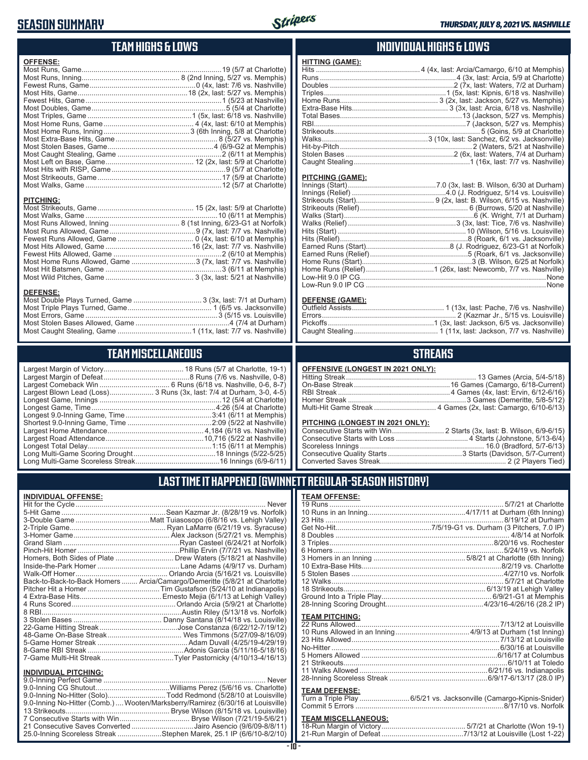# SEASON SUMMARY

## TEAM HIGHS & LOWS

**OFFENSE:**

| | |
|---|---|
| Most Runs, Game | 19 (5/7 at Charlotte) |
| Most Runs, Inning | 8 (2nd Inning, 5/27 vs. Memphis) |
| Fewest Runs, Game | 0 (4x, last: 7/6 vs. Nashville) |
| Most Hits, Game | 18 (2x, last: 5/27 vs. Memphis) |
| Fewest Hits, Game | 1 (5/23 at Nashville) |
| Most Doubles, Game | 5 (5/4 at Charlotte) |
| Most Triples, Game | 1 (5x, last: 6/18 vs. Nashville) |
| Most Home Runs, Game | 4 (4x, last: 6/10 at Memphis) |
| Most Home Runs, Inning | 3 (6th Inning, 5/8 at Charlotte) |
| Most Extra-Base Hits, Game | 8 (5/27 vs. Memphis) |
| Most Stolen Bases, Game | 4 (6/9-G2 at Memphis) |
| Most Caught Stealing, Game | 2 (6/11 at Memphis) |
| Most Left on Base, Game | 12 (2x, last: 5/9 at Charlotte) |
| Most Hits with RISP, Game | 9 (5/7 at Charlotte) |
| Most Strikeouts, Game | 17 (5/9 at Charlotte) |
| Most Walks, Game | 12 (5/7 at Charlotte) |

**PITCHING:**

| | |
|---|---|
| Most Strikeouts, Game | 15 (2x, last: 5/9 at Charlotte) |
| Most Walks, Game | 10 (6/11 at Memphis) |
| Most Runs Allowed, Inning | 8 (1st Inning, 6/23-G1 at Norfolk) |
| Most Runs Allowed, Game | 9 (7x, last: 7/7 vs. Nashville) |
| Fewest Runs Allowed, Game | 0 (4x, last: 6/10 at Memphis) |
| Most Hits Allowed, Game | 16 (2x, last: 7/7 vs. Nashville) |
| Fewest Hits Allowed, Game | 2 (6/10 at Memphis) |
| Most Home Runs Allowed, Game | 3 (7x, last: 7/7 vs. Nashville) |
| Most Hit Batsmen, Game | 3 (6/11 at Memphis) |
| Most Wild Pitches, Game | 3 (3x, last: 5/21 at Nashville) |

**DEFENSE:**

| | |
|---|---|
| Most Double Plays Turned, Game | 3 (3x, last: 7/1 at Durham) |
| Most Triple Plays Turned, Game | 1 (6/5 vs. Jacksonville) |
| Most Errors, Game | 3 (5/15 vs. Louisville) |
| Most Stolen Bases Allowed, Game | 4 (7/4 at Durham) |
| Most Caught Stealing, Game | 1 (11x, last: 7/7 vs. Nashville) |

## INDIVIDUAL HIGHS & LOWS

**HITTING (GAME):**

| | |
|---|---|
| Hits | 4 (4x, last: Arcia/Camargo, 6/10 at Memphis) |
| Runs | 4 (3x, last: Arcia, 5/9 at Charlotte) |
| Doubles | 2 (7x, last: Waters, 7/2 at Durham) |
| Triples | 1 (5x, last: Kipnis, 6/18 vs. Nashville) |
| Home Runs | 3 (2x, last: Jackson, 5/27 vs. Memphis) |
| Extra-Base Hits | 3 (3x, last: Arcia, 6/18 vs. Nashville) |
| Total Bases | 13 (Jackson, 5/27 vs. Memphis) |
| RBI | 7 (Jackson, 5/27 vs. Memphis) |
| Strikeouts | 5 (Goins, 5/9 at Charlotte) |
| Walks | 3 (10x, last: Sanchez, 6/2 vs. Jacksonville) |
| Hit-by-Pitch | 2 (Waters, 5/21 at Nashville) |
| Stolen Bases | 2 (6x, last: Waters, 7/4 at Durham) |
| Caught Stealing | 1 (16x, last: 7/7 vs. Nashville) |

**PITCHING (GAME):**

| | |
|---|---|
| Innings (Start) | 7.0 (3x, last: B. Wilson, 6/30 at Durham) |
| Innings (Relief) | 4.0 (J. Rodriguez, 5/14 vs. Louisville) |
| Strikeouts (Start) | 9 (2x, last: B. Wilson, 6/15 vs. Nashville) |
| Strikeouts (Relief) | 6 (Burrows, 5/20 at Nashville) |
| Walks (Start) | 6 (K. Wright, 7/1 at Durham) |
| Walks (Relief) | 3 (3x, last: Tice, 7/6 vs. Nashville) |
| Hits (Start) | 10 (Wilson, 5/16 vs. Louisville) |
| Hits (Relief) | 8 (Roark, 6/1 vs. Jacksonville) |
| Earned Runs (Start) | 8 (J. Rodriguez, 6/23-G1 at Norfolk) |
| Earned Runs (Relief) | 5 (Roark, 6/1 vs. Jacksonville) |
| Home Runs (Start) | 3 (B. Wilson, 6/25 at Norfolk) |
| Home Runs (Relief) | 1 (26x, last: Newcomb, 7/7 vs. Nashville) |
| Low-Hit 9.0 IP CG | None |
| Low-Run 9.0 IP CG | None |

**DEFENSE (GAME):**

| | |
|---|---|
| Outfield Assists | 1 (13x, last: Pache, 7/6 vs. Nashville) |
| Errors | 2 (Kazmar Jr., 5/15 vs. Louisville) |
| Pickoffs | 1 (3x, last: Jackson, 6/5 vs. Jacksonville) |
| Caught Stealing | 1 (11x, last: Jackson, 7/7 vs. Nashville) |

## TEAM MISCELLANEOUS

| | |
|---|---|
| Largest Margin of Victory | 18 Runs (5/7 at Charlotte, 19-1) |
| Largest Margin of Defeat | 8 Runs (7/6 vs. Nashville, 0-8) |
| Largest Comeback Win | 6 Runs (6/18 vs. Nashville, 0-6, 8-7) |
| Largest Blown Lead (Loss) | 3 Runs (3x, last: 7/4 at Durham, 3-0, 4-5) |
| Longest Game, Innings | 12 (5/4 at Charlotte) |
| Longest Game, Time | 4:26 (5/4 at Charlotte) |
| Longest 9.0-Inning Game, Time | 3:41 (6/11 at Memphis) |
| Shortest 9.0-Inning Game, Time | 2:09 (5/22 at Nashville) |
| Largest Home Attendance | 4,184 (6/18 vs. Nashville) |
| Largest Road Attendance | 10,716 (5/22 at Nashville) |
| Longest Total Delay | 1:15 (6/11 at Memphis) |
| Long Multi-Game Scoring Drought | 18 Innings (5/22-5/25) |
| Long Multi-Game Scoreless Streak | 16 Innings (6/9-6/11) |

## STREAKS

**OFFENSIVE (LONGEST IN 2021 ONLY):**

| | |
|---|---|
| Hitting Streak | 13 Games (Arcia, 5/4-5/18) |
| On-Base Streak | 16 Games (Camargo, 6/18-Current) |
| RBI Streak | 4 Games (4x, last: Ervin, 6/12-6/16) |
| Homer Streak | 3 Games (Demeritte, 5/8-5/12) |
| Multi-Hit Game Streak | 4 Games (2x, last: Camargo, 6/10-6/13) |

**PITCHING (LONGEST IN 2021 ONLY):**

| | |
|---|---|
| Consecutive Starts with Win | 2 Starts (3x, last: B. Wilson, 6/9-6/15) |
| Consecutive Starts with Loss | 4 Starts (Johnstone, 5/13-6/4) |
| Scoreless Innings | 16.0 (Bradford, 5/7-6/13) |
| Consecutive Quality Starts | 3 Starts (Davidson, 5/7-Current) |
| Converted Saves Streak | 2 (2 Players Tied) |

## LAST TIME IT HAPPENED (GWINNETT REGULAR-SEASON HISTORY)

**INDIVIDUAL OFFENSE:**

| | |
|---|---|
| Hit for the Cycle | Never |
| 5-Hit Game | Sean Kazmar Jr. (8/28/19 vs. Norfolk) |
| 3-Double Game | Matt Tuiasosopo (6/8/16 vs. Lehigh Valley) |
| 2-Triple Game | Ryan LaMarre (6/21/19 vs. Syracuse) |
| 3-Homer Game | Alex Jackson (5/27/21 vs. Memphis) |
| Grand Slam | Ryan Casteel (6/24/21 at Norfolk) |
| Pinch-Hit Homer | Phillip Ervin (7/7/21 vs. Nashville) |
| Homers, Both Sides of Plate | Drew Waters (5/18/21 at Nashville) |
| Inside-the-Park Homer | Lane Adams (4/9/17 vs. Durham) |
| Walk-Off Homer | Orlando Arcia (5/16/21 vs. Louisville) |
| Back-to-Back-to-Back Homers | Arcia/Camargo/Demeritte (5/8/21 at Charlotte) |
| Pitcher Hit a Homer | Tim Gustafson (5/24/10 at Indianapolis) |
| 4 Extra-Base Hits | Ernesto Mejia (6/1/13 at Lehigh Valley) |
| 4 Runs Scored | Orlando Arcia (5/9/21 at Charlotte) |
| 8 RBI | Austin Riley (5/13/18 vs. Norfolk) |
| 3 Stolen Bases | Danny Santana (8/14/18 vs. Louisville) |
| 22-Game Hitting Streak | Jose Constanza (6/22/12-7/19/12) |
| 48-Game On-Base Streak | Wes Timmons (5/27/09-8/16/09) |
| 5-Game Homer Streak | Adam Duvall (4/25/19-4/29/19) |
| 8-Game RBI Streak | Adonis Garcia (5/11/16-5/18/16) |
| 7-Game Multi-Hit Streak | Tyler Pastornicky (4/10/13-4/16/13) |

**INDIVIDUAL PITCHING:**

| | |
|---|---|
| 9.0-Inning Perfect Game | Never |
| 9.0-Inning CG Shutout | Williams Perez (5/6/16 vs. Charlotte) |
| 9.0-Inning No-Hitter (Solo) | Todd Redmond (5/28/10 at Louisville) |
| 9.0-Inning No-Hitter (Comb.) | Wooten/Marksberry/Ramirez (6/30/16 at Louisville) |
| 13 Strikeouts | Bryse Wilson (8/15/18 vs. Louisville) |
| 7 Consecutive Starts with Win | Bryse Wilson (7/21/19-5/6/21) |
| 21 Consecutive Saves Converted | Jairo Asencio (9/6/09-8/8/11) |
| 25.0-Inning Scoreless Streak | Stephen Marek, 25.1 IP (6/6/10-8/2/10) |

**TEAM OFFENSE:**

| | |
|---|---|
| 19 Runs | 5/7/21 at Charlotte |
| 10 Runs in an Inning | 4/17/11 at Durham (6th Inning) |
| 23 Hits | 8/19/12 at Durham |
| Get No-Hit | 7/5/19-G1 vs. Durham (3 Pitchers, 7.0 IP) |
| 8 Doubles | 4/8/14 at Norfolk |
| 3 Triples | 8/20/16 vs. Rochester |
| 6 Homers | 5/24/19 vs. Norfolk |
| 3 Homers in an Inning | 5/8/21 at Charlotte (6th Inning) |
| 10 Extra-Base Hits | 8/2/19 vs. Charlotte |
| 5 Stolen Bases | 4/27/10 vs. Norfolk |
| 12 Walks | 5/7/21 at Charlotte |
| 18 Strikeouts | 6/13/19 at Lehigh Valley |
| Ground Into a Triple Play | 6/9/21-G1 at Memphis |
| 28-Inning Scoring Drought | 4/23/16-4/26/16 (28.2 IP) |

**TEAM PITCHING:**

| | |
|---|---|
| 22 Runs Allowed | 7/13/12 at Louisville |
| 10 Runs Allowed in an Inning | 4/9/13 at Durham (1st Inning) |
| 23 Hits Allowed | 7/13/12 at Louisville |
| No-Hitter | 6/30/16 at Louisville |
| 5 Homers Allowed | 6/16/17 at Columbus |
| 21 Strikeouts | 6/10/11 at Toledo |
| 11 Walks Allowed | 6/21/16 vs. Indianapolis |
| 28-Inning Scoreless Streak | 6/9/17-6/13/17 (28.0 IP) |

**TEAM DEFENSE:**

| | |
|---|---|
| Turn a Triple Play | 6/5/21 vs. Jacksonville (Camargo-Kipnis-Snider) |
| Commit 5 Errors | 8/17/10 vs. Norfolk |

**TEAM MISCELLANEOUS:**

| | |
|---|---|
| 18-Run Margin of Victory | 5/7/21 at Charlotte (Won 19-1) |
| 21-Run Margin of Defeat | 7/13/12 at Louisville (Lost 1-22) |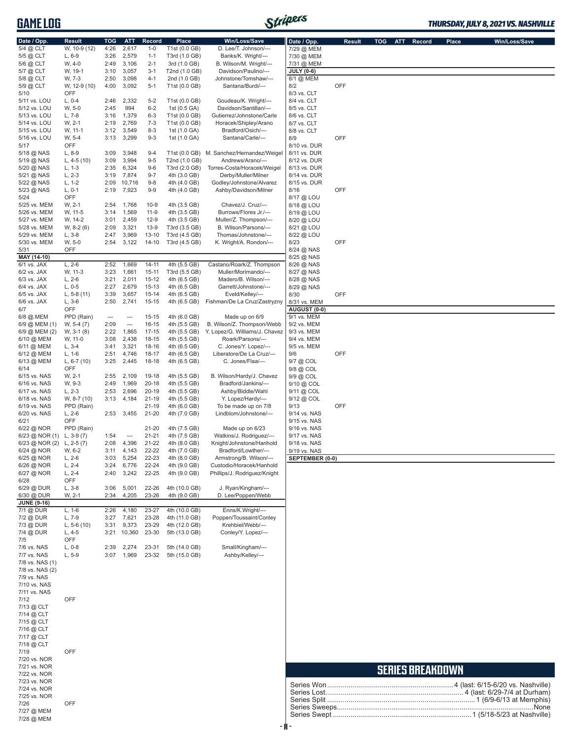# GAME LOG

***THURSDAY, JULY 8, 2021 VS. NASHVILLE***

| Date / Opp. | Result | TOG | ATT | Record | Place | Win/Loss/Save |
|---|---|---|---|---|---|---|
| 5/4 @ CLT | W, 10-9 (12) | 4:26 | 2,617 | 1-0 | T1st (0.0 GB) | D. Lee/T. Johnson/--- |
| 5/5 @ CLT | L, 6-9 | 3:26 | 2,579 | 1-1 | T3rd (1.0 GB) | Banks/K. Wright/--- |
| 5/6 @ CLT | W, 4-0 | 2:49 | 3,106 | 2-1 | 3rd (1.0 GB) | B. Wilson/M. Wright/--- |
| 5/7 @ CLT | W, 19-1 | 3:10 | 3,057 | 3-1 | T2nd (1.0 GB) | Davidson/Paulino/--- |
| 5/8 @ CLT | W, 7-3 | 2:50 | 3,098 | 4-1 | 2nd (1.0 GB) | Johnstone/Tomshaw/--- |
| 5/9 @ CLT | W, 12-9 (10) | 4:00 | 3,092 | 5-1 | T1st (0.0 GB) | Santana/Burdi/--- |
| 5/10 | OFF | | | | | |
| 5/11 vs. LOU | L, 0-4 | 2:46 | 2,332 | 5-2 | T1st (0.0 GB) | Goudeau/K. Wright/--- |
| 5/12 vs. LOU | W, 5-0 | 2:45 | 994 | 6-2 | 1st (0.5 GA) | Davidson/Santillan/--- |
| 5/13 vs. LOU | L, 7-8 | 3:16 | 1,379 | 6-3 | T1st (0.0 GB) | Gutierrez/Johnstone/Carle |
| 5/14 vs. LOU | W, 2-1 | 2:19 | 2,769 | 7-3 | T1st (0.0 GB) | Horacek/Shipley/Arano |
| 5/15 vs. LOU | W, 11-1 | 3:12 | 3,549 | 8-3 | 1st (1.0 GA) | Bradford/Osich/--- |
| 5/16 vs. LOU | W, 5-4 | 3:13 | 3,299 | 9-3 | 1st (1.0 GA) | Santana/Carle/--- |
| 5/17 | OFF | | | | | |
| 5/18 @ NAS | L, 8-9 | 3:09 | 3,948 | 9-4 | T1st (0.0 GB) | M. Sanchez/Hernandez/Weigel |
| 5/19 @ NAS | L, 4-5 (10) | 3:09 | 3,994 | 9-5 | T2nd (1.0 GB) | Andrews/Arano/--- |
| 5/20 @ NAS | L, 1-3 | 2:35 | 6,324 | 9-6 | T3rd (2.0 GB) | Torres-Costa/Horacek/Weigel |
| 5/21 @ NAS | L, 2-3 | 3:19 | 7,874 | 9-7 | 4th (3.0 GB) | Derby/Muller/Milner |
| 5/22 @ NAS | L, 1-2 | 2:09 | 10,716 | 9-8 | 4th (4.0 GB) | Godley/Johnstone/Alvarez |
| 5/23 @ NAS | L, 0-1 | 2:19 | 7,923 | 9-9 | 4th (4.0 GB) | Ashby/Davidson/Milner |
| 5/24 | OFF | | | | | |
| 5/25 vs. MEM | W, 2-1 | 2:54 | 1,768 | 10-9 | 4th (3.5 GB) | Chavez/J. Cruz/--- |
| 5/26 vs. MEM | W, 11-5 | 3:14 | 1,569 | 11-9 | 4th (3.5 GB) | Burrows/Flores Jr./--- |
| 5/27 vs. MEM | W, 14-2 | 3:01 | 2,459 | 12-9 | 4th (3.5 GB) | Muller/Z. Thompson/--- |
| 5/28 vs. MEM | W, 8-2 (6) | 2:09 | 3,321 | 13-9 | T3rd (3.5 GB) | B. Wilson/Parsons/--- |
| 5/29 vs. MEM | L, 3-8 | 2:47 | 3,969 | 13-10 | T3rd (4.5 GB) | Thomas/Johnstone/--- |
| 5/30 vs. MEM | W, 5-0 | 2:54 | 3,122 | 14-10 | T3rd (4.5 GB) | K. Wright/A. Rondon/--- |
| 5/31 | OFF | | | | | |
| **MAY (14-10)** | | | | | | |
| 6/1 vs. JAX | L, 2-6 | 2:52 | 1,669 | 14-11 | 4th (5.5 GB) | Castano/Roark/Z. Thompson |
| 6/2 vs. JAX | W, 11-3 | 3:23 | 1,661 | 15-11 | T3rd (5.5 GB) | Muller/Morimando/--- |
| 6/3 vs. JAX | L, 2-6 | 3:21 | 2,011 | 15-12 | 4th (6.5 GB) | Madero/B. Wilson/--- |
| 6/4 vs. JAX | L, 0-5 | 2:27 | 2,679 | 15-13 | 4th (6.5 GB) | Garrett/Johnstone/--- |
| 6/5 vs. JAX | L, 5-8 (11) | 3:39 | 3,657 | 15-14 | 4th (6.5 GB) | Eveld/Kelley/--- |
| 6/6 vs. JAX | L, 3-6 | 2:50 | 2,741 | 15-15 | 4th (6.5 GB) | Fishman/De La Cruz/Zastryzny |
| 6/7 | OFF | | | | | |
| 6/8 @ MEM | PPD (Rain) | --- | --- | 15-15 | 4th (6.0 GB) | Made up on 6/9 |
| 6/9 @ MEM (1) | W, 5-4 (7) | 2:09 | --- | 16-15 | 4th (5.5 GB) | B. Wilson/Z. Thompson/Webb |
| 6/9 @ MEM (2) | W, 3-1 (8) | 2:22 | 1,865 | 17-15 | 4th (5.5 GB) | Y. Lopez/G. Williams/J. Chavez |
| 6/10 @ MEM | W, 11-0 | 3:08 | 2,438 | 18-15 | 4th (5.5 GB) | Roark/Parsons/--- |
| 6/11 @ MEM | L, 3-4 | 3:41 | 3,321 | 18-16 | 4th (6.5 GB) | C. Jones/Y. Lopez/--- |
| 6/12 @ MEM | L, 1-6 | 2:51 | 4,746 | 18-17 | 4th (6.5 GB) | Liberatore/De La Cruz/--- |
| 6/13 @ MEM | L, 6-7 (10) | 3:25 | 2,445 | 18-18 | 4th (6.5 GB) | C. Jones/Flaa/--- |
| 6/14 | OFF | | | | | |
| 6/15 vs. NAS | W, 2-1 | 2:55 | 2,109 | 19-18 | 4th (5.5 GB) | B. Wilson/Hardy/J. Chavez |
| 6/16 vs. NAS | W, 9-3 | 2:49 | 1,969 | 20-18 | 4th (5.5 GB) | Bradford/Jankins/--- |
| 6/17 vs. NAS | L, 2-3 | 2:53 | 2,696 | 20-19 | 4th (5.5 GB) | Ashby/Biddle/Wahl |
| 6/18 vs. NAS | W, 8-7 (10) | 3:13 | 4,184 | 21-19 | 4th (5.5 GB) | Y. Lopez/Hardy/--- |
| 6/19 vs. NAS | PPD (Rain) | | | 21-19 | 4th (6.0 GB) | To be made up on 7/8 |
| 6/20 vs. NAS | L, 2-6 | 2:53 | 3,455 | 21-20 | 4th (7.0 GB) | Lindblom/Johnstone/--- |
| 6/21 | OFF | | | | | |
| 6/22 @ NOR | PPD (Rain) | | | 21-20 | 4th (7.5 GB) | Made up on 6/23 |
| 6/23 @ NOR (1) | L, 3-9 (7) | 1:54 | --- | 21-21 | 4th (7.5 GB) | Watkins/J. Rodriguez/--- |
| 6/23 @ NOR (2) | L, 2-5 (7) | 2:08 | 4,396 | 21-22 | 4th (8.0 GB) | Knight/Johnstone/Hanhold |
| 6/24 @ NOR | W, 6-2 | 3:11 | 4,143 | 22-22 | 4th (7.0 GB) | Bradford/Lowther/--- |
| 6/25 @ NOR | L, 2-6 | 3:03 | 5,254 | 22-23 | 4th (8.0 GB) | Armstrong/B. Wilson/--- |
| 6/26 @ NOR | L, 2-4 | 3:24 | 6,776 | 22-24 | 4th (9.0 GB) | Custodio/Horacek/Hanhold |
| 6/27 @ NOR | L, 2-4 | 2:40 | 3,242 | 22-25 | 4th (9.0 GB) | Phillips/J. Rodriguez/Knight |
| 6/28 | OFF | | | | | |
| 6/29 @ DUR | L, 3-8 | 3:06 | 5,001 | 22-26 | 4th (10.0 GB) | J. Ryan/Kingham/--- |
| 6/30 @ DUR | W, 2-1 | 2:34 | 4,205 | 23-26 | 4th (9.0 GB) | D. Lee/Poppen/Webb |
| **JUNE (9-16)** | | | | | | |
| 7/1 @ DUR | L, 1-6 | 2:26 | 4,180 | 23-27 | 4th (10.0 GB) | Enns/K.Wright/--- |
| 7/2 @ DUR | L, 7-9 | 3:27 | 7,621 | 23-28 | 4th (11.0 GB) | Poppen/Toussaint/Conley |
| 7/3 @ DUR | L, 5-6 (10) | 3:31 | 9,373 | 23-29 | 4th (12.0 GB) | Krehbiel/Webb/--- |
| 7/4 @ DUR | L, 4-5 | 3:21 | 10,360 | 23-30 | 5th (13.0 GB) | Conley/Y. Lopez/--- |
| 7/5 | OFF | | | | | |
| 7/6 vs. NAS | L, 0-8 | 2:39 | 2,274 | 23-31 | 5th (14.0 GB) | Small/Kingham/--- |
| 7/7 vs. NAS | L, 5-9 | 3:07 | 1,969 | 23-32 | 5th (15.0 GB) | Ashby/Kelley/--- |
| 7/8 vs. NAS (1) | | | | | | |
| 7/8 vs. NAS (2) | | | | | | |
| 7/9 vs. NAS | | | | | | |
| 7/10 vs. NAS | | | | | | |
| 7/11 vs. NAS | | | | | | |
| 7/12 | OFF | | | | | |
| 7/13 @ CLT | | | | | | |
| 7/14 @ CLT | | | | | | |
| 7/15 @ CLT | | | | | | |
| 7/16 @ CLT | | | | | | |
| 7/17 @ CLT | | | | | | |
| 7/18 @ CLT | | | | | | |
| 7/19 | OFF | | | | | |
| 7/20 vs. NOR | | | | | | |
| 7/21 vs. NOR | | | | | | |
| 7/22 vs. NOR | | | | | | |
| 7/23 vs. NOR | | | | | | |
| 7/24 vs. NOR | | | | | | |
| 7/25 vs. NOR | | | | | | |
| 7/26 | OFF | | | | | |
| 7/27 @ MEM | | | | | | |
| 7/28 @ MEM | | | | | | |
| 7/29 @ MEM | | | | | | |
| 7/30 @ MEM | | | | | | |
| 7/31 @ MEM | | | | | | |
| **JULY (0-6)** | | | | | | |
| 8/1 @ MEM | | | | | | |
| 8/2 | OFF | | | | | |
| 8/3 vs. CLT | | | | | | |
| 8/4 vs. CLT | | | | | | |
| 8/5 vs. CLT | | | | | | |
| 8/6 vs. CLT | | | | | | |
| 8/7 vs. CLT | | | | | | |
| 8/8 vs. CLT | | | | | | |
| 8/9 | OFF | | | | | |
| 8/10 vs. DUR | | | | | | |
| 8/11 vs. DUR | | | | | | |
| 8/12 vs. DUR | | | | | | |
| 8/13 vs. DUR | | | | | | |
| 8/14 vs. DUR | | | | | | |
| 8/15 vs. DUR | | | | | | |
| 8/16 | OFF | | | | | |
| 8/17 @ LOU | | | | | | |
| 8/18 @ LOU | | | | | | |
| 8/19 @ LOU | | | | | | |
| 8/20 @ LOU | | | | | | |
| 8/21 @ LOU | | | | | | |
| 8/22 @ LOU | | | | | | |
| 8/23 | OFF | | | | | |
| 8/24 @ NAS | | | | | | |
| 8/25 @ NAS | | | | | | |
| 8/26 @ NAS | | | | | | |
| 8/27 @ NAS | | | | | | |
| 8/28 @ NAS | | | | | | |
| 8/29 @ NAS | | | | | | |
| 8/30 | OFF | | | | | |
| 8/31 vs. MEM | | | | | | |
| **AUGUST (0-0)** | | | | | | |
| 9/1 vs. MEM | | | | | | |
| 9/2 vs. MEM | | | | | | |
| 9/3 vs. MEM | | | | | | |
| 9/4 vs. MEM | | | | | | |
| 9/5 vs. MEM | | | | | | |
| 9/6 | OFF | | | | | |
| 9/7 @ COL | | | | | | |
| 9/8 @ COL | | | | | | |
| 9/9 @ COL | | | | | | |
| 9/10 @ COL | | | | | | |
| 9/11 @ COL | | | | | | |
| 9/12 @ COL | | | | | | |
| 9/13 | OFF | | | | | |
| 9/14 vs. NAS | | | | | | |
| 9/15 vs. NAS | | | | | | |
| 9/16 vs. NAS | | | | | | |
| 9/17 vs. NAS | | | | | | |
| 9/18 vs. NAS | | | | | | |
| 9/19 vs. NAS | | | | | | |
| **SEPTEMBER (0-0)** | | | | | | |

## SERIES BREAKDOWN

Series Won.......4 (last: 6/15-6/20 vs. Nashville)
Series Lost.......4 (last: 6/29-7/4 at Durham)
Series Split.......1 (6/9-6/13 at Memphis)
Series Sweeps.......None
Series Swept.......1 (5/18-5/23 at Nashville)